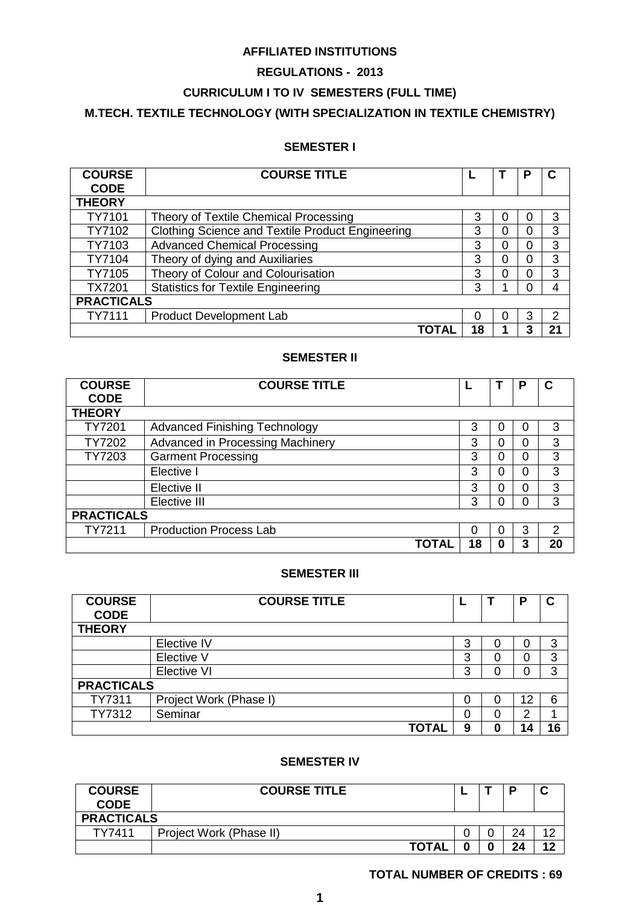**AFFILIATED INSTITUTIONS**

**REGULATIONS - 2013**

**CURRICULUM I TO IV SEMESTERS (FULL TIME)**

**M.TECH. TEXTILE TECHNOLOGY (WITH SPECIALIZATION IN TEXTILE CHEMISTRY)**

## SEMESTER I

| COURSE CODE | COURSE TITLE | L | T | P | C |
|---|---|---|---|---|---|
| **THEORY** | | | | | |
| TY7101 | Theory of Textile Chemical Processing | 3 | 0 | 0 | 3 |
| TY7102 | Clothing Science and Textile Product Engineering | 3 | 0 | 0 | 3 |
| TY7103 | Advanced Chemical Processing | 3 | 0 | 0 | 3 |
| TY7104 | Theory of dying and Auxiliaries | 3 | 0 | 0 | 3 |
| TY7105 | Theory of Colour and Colourisation | 3 | 0 | 0 | 3 |
| TX7201 | Statistics for Textile Engineering | 3 | 1 | 0 | 4 |
| **PRACTICALS** | | | | | |
| TY7111 | Product Development Lab | 0 | 0 | 3 | 2 |
| | **TOTAL** | **18** | **1** | **3** | **21** |

## SEMESTER II

| COURSE CODE | COURSE TITLE | L | T | P | C |
|---|---|---|---|---|---|
| **THEORY** | | | | | |
| TY7201 | Advanced Finishing Technology | 3 | 0 | 0 | 3 |
| TY7202 | Advanced in Processing Machinery | 3 | 0 | 0 | 3 |
| TY7203 | Garment Processing | 3 | 0 | 0 | 3 |
| | Elective I | 3 | 0 | 0 | 3 |
| | Elective II | 3 | 0 | 0 | 3 |
| | Elective III | 3 | 0 | 0 | 3 |
| **PRACTICALS** | | | | | |
| TY7211 | Production Process Lab | 0 | 0 | 3 | 2 |
| | **TOTAL** | **18** | **0** | **3** | **20** |

## SEMESTER III

| COURSE CODE | COURSE TITLE | L | T | P | C |
|---|---|---|---|---|---|
| **THEORY** | | | | | |
| | Elective IV | 3 | 0 | 0 | 3 |
| | Elective V | 3 | 0 | 0 | 3 |
| | Elective VI | 3 | 0 | 0 | 3 |
| **PRACTICALS** | | | | | |
| TY7311 | Project Work (Phase I) | 0 | 0 | 12 | 6 |
| TY7312 | Seminar | 0 | 0 | 2 | 1 |
| | **TOTAL** | **9** | **0** | **14** | **16** |

## SEMESTER IV

| COURSE CODE | COURSE TITLE | L | T | P | C |
|---|---|---|---|---|---|
| **PRACTICALS** | | | | | |
| TY7411 | Project Work (Phase II) | 0 | 0 | 24 | 12 |
| | **TOTAL** | **0** | **0** | **24** | **12** |

**TOTAL NUMBER OF CREDITS : 69**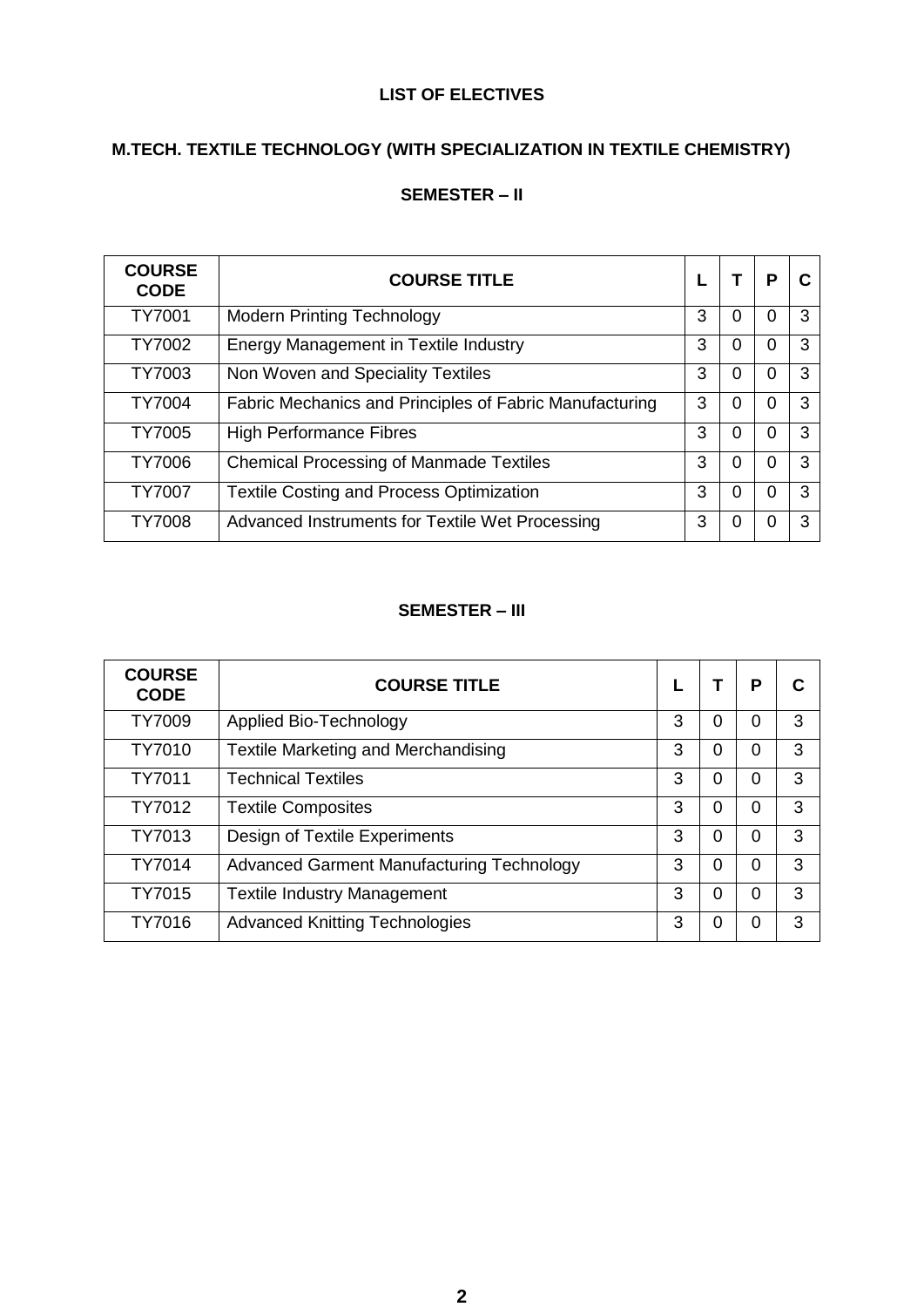## LIST OF ELECTIVES

## M.TECH. TEXTILE TECHNOLOGY (WITH SPECIALIZATION IN TEXTILE CHEMISTRY)

### SEMESTER – II

| COURSE CODE | COURSE TITLE | L | T | P | C |
|---|---|---|---|---|---|
| TY7001 | Modern Printing Technology | 3 | 0 | 0 | 3 |
| TY7002 | Energy Management in Textile Industry | 3 | 0 | 0 | 3 |
| TY7003 | Non Woven and Speciality Textiles | 3 | 0 | 0 | 3 |
| TY7004 | Fabric Mechanics and Principles of Fabric Manufacturing | 3 | 0 | 0 | 3 |
| TY7005 | High Performance Fibres | 3 | 0 | 0 | 3 |
| TY7006 | Chemical Processing of Manmade Textiles | 3 | 0 | 0 | 3 |
| TY7007 | Textile Costing and Process Optimization | 3 | 0 | 0 | 3 |
| TY7008 | Advanced Instruments for Textile Wet Processing | 3 | 0 | 0 | 3 |

### SEMESTER – III

| COURSE CODE | COURSE TITLE | L | T | P | C |
|---|---|---|---|---|---|
| TY7009 | Applied Bio-Technology | 3 | 0 | 0 | 3 |
| TY7010 | Textile Marketing and Merchandising | 3 | 0 | 0 | 3 |
| TY7011 | Technical Textiles | 3 | 0 | 0 | 3 |
| TY7012 | Textile Composites | 3 | 0 | 0 | 3 |
| TY7013 | Design of Textile Experiments | 3 | 0 | 0 | 3 |
| TY7014 | Advanced Garment Manufacturing Technology | 3 | 0 | 0 | 3 |
| TY7015 | Textile Industry Management | 3 | 0 | 0 | 3 |
| TY7016 | Advanced Knitting Technologies | 3 | 0 | 0 | 3 |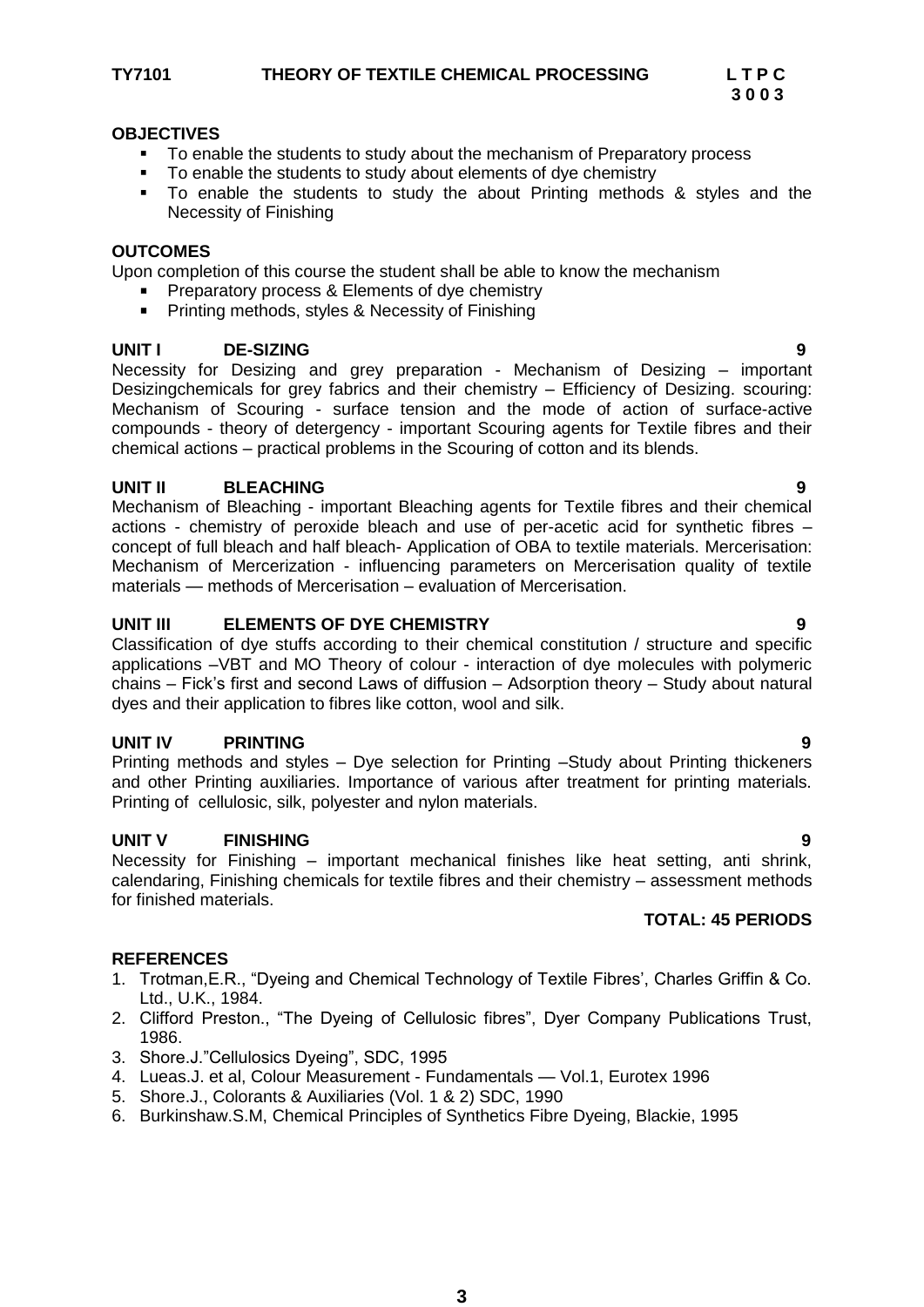**TY7101 THEORY OF TEXTILE CHEMICAL PROCESSING L T P C**
**3 0 0 3**

**OBJECTIVES**

- To enable the students to study about the mechanism of Preparatory process
- To enable the students to study about elements of dye chemistry
- To enable the students to study the about Printing methods & styles and the Necessity of Finishing

**OUTCOMES**

Upon completion of this course the student shall be able to know the mechanism

- Preparatory process & Elements of dye chemistry
- Printing methods, styles & Necessity of Finishing

**UNIT I DE-SIZING 9**

Necessity for Desizing and grey preparation - Mechanism of Desizing – important Desizingchemicals for grey fabrics and their chemistry – Efficiency of Desizing. scouring: Mechanism of Scouring - surface tension and the mode of action of surface-active compounds - theory of detergency - important Scouring agents for Textile fibres and their chemical actions – practical problems in the Scouring of cotton and its blends.

**UNIT II BLEACHING 9**

Mechanism of Bleaching - important Bleaching agents for Textile fibres and their chemical actions - chemistry of peroxide bleach and use of per-acetic acid for synthetic fibres – concept of full bleach and half bleach- Application of OBA to textile materials. Mercerisation: Mechanism of Mercerization - influencing parameters on Mercerisation quality of textile materials — methods of Mercerisation – evaluation of Mercerisation.

**UNIT III ELEMENTS OF DYE CHEMISTRY 9**

Classification of dye stuffs according to their chemical constitution / structure and specific applications –VBT and MO Theory of colour - interaction of dye molecules with polymeric chains – Fick's first and second Laws of diffusion – Adsorption theory – Study about natural dyes and their application to fibres like cotton, wool and silk.

**UNIT IV PRINTING 9**

Printing methods and styles – Dye selection for Printing –Study about Printing thickeners and other Printing auxiliaries. Importance of various after treatment for printing materials. Printing of cellulosic, silk, polyester and nylon materials.

**UNIT V FINISHING 9**

Necessity for Finishing – important mechanical finishes like heat setting, anti shrink, calendaring, Finishing chemicals for textile fibres and their chemistry – assessment methods for finished materials.

**TOTAL: 45 PERIODS**

**REFERENCES**

1. Trotman,E.R., "Dyeing and Chemical Technology of Textile Fibres', Charles Griffin & Co. Ltd., U.K., 1984.
2. Clifford Preston., "The Dyeing of Cellulosic fibres", Dyer Company Publications Trust, 1986.
3. Shore.J."Cellulosics Dyeing", SDC, 1995
4. Lueas.J. et al, Colour Measurement - Fundamentals — Vol.1, Eurotex 1996
5. Shore.J., Colorants & Auxiliaries (Vol. 1 & 2) SDC, 1990
6. Burkinshaw.S.M, Chemical Principles of Synthetics Fibre Dyeing, Blackie, 1995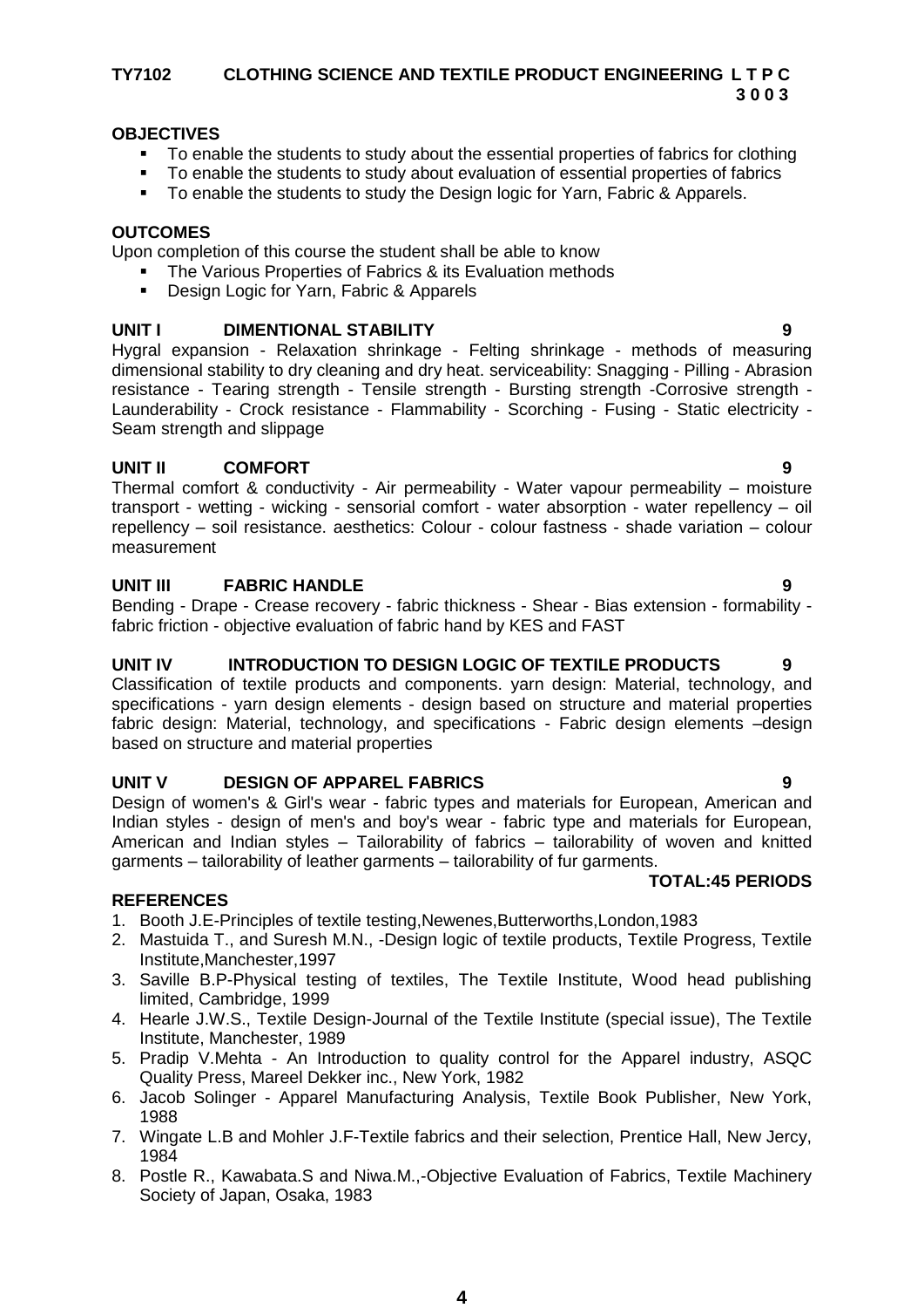## TY7102 CLOTHING SCIENCE AND TEXTILE PRODUCT ENGINEERING L T P C 3 0 0 3

**OBJECTIVES**

- To enable the students to study about the essential properties of fabrics for clothing
- To enable the students to study about evaluation of essential properties of fabrics
- To enable the students to study the Design logic for Yarn, Fabric & Apparels.

**OUTCOMES**

Upon completion of this course the student shall be able to know

- The Various Properties of Fabrics & its Evaluation methods
- Design Logic for Yarn, Fabric & Apparels

**UNIT I DIMENTIONAL STABILITY 9**

Hygral expansion - Relaxation shrinkage - Felting shrinkage - methods of measuring dimensional stability to dry cleaning and dry heat. serviceability: Snagging - Pilling - Abrasion resistance - Tearing strength - Tensile strength - Bursting strength -Corrosive strength - Launderability - Crock resistance - Flammability - Scorching - Fusing - Static electricity - Seam strength and slippage

**UNIT II COMFORT 9**

Thermal comfort & conductivity - Air permeability - Water vapour permeability – moisture transport - wetting - wicking - sensorial comfort - water absorption - water repellency – oil repellency – soil resistance. aesthetics: Colour - colour fastness - shade variation – colour measurement

**UNIT III FABRIC HANDLE 9**

Bending - Drape - Crease recovery - fabric thickness - Shear - Bias extension - formability - fabric friction - objective evaluation of fabric hand by KES and FAST

**UNIT IV INTRODUCTION TO DESIGN LOGIC OF TEXTILE PRODUCTS 9**

Classification of textile products and components. yarn design: Material, technology, and specifications - yarn design elements - design based on structure and material properties fabric design: Material, technology, and specifications - Fabric design elements –design based on structure and material properties

**UNIT V DESIGN OF APPAREL FABRICS 9**

Design of women's & Girl's wear - fabric types and materials for European, American and Indian styles - design of men's and boy's wear - fabric type and materials for European, American and Indian styles – Tailorability of fabrics – tailorability of woven and knitted garments – tailorability of leather garments – tailorability of fur garments.

**TOTAL:45 PERIODS**

**REFERENCES**

1. Booth J.E-Principles of textile testing,Newenes,Butterworths,London,1983
2. Mastuida T., and Suresh M.N., -Design logic of textile products, Textile Progress, Textile Institute,Manchester,1997
3. Saville B.P-Physical testing of textiles, The Textile Institute, Wood head publishing limited, Cambridge, 1999
4. Hearle J.W.S., Textile Design-Journal of the Textile Institute (special issue), The Textile Institute, Manchester, 1989
5. Pradip V.Mehta - An Introduction to quality control for the Apparel industry, ASQC Quality Press, Mareel Dekker inc., New York, 1982
6. Jacob Solinger - Apparel Manufacturing Analysis, Textile Book Publisher, New York, 1988
7. Wingate L.B and Mohler J.F-Textile fabrics and their selection, Prentice Hall, New Jercy, 1984
8. Postle R., Kawabata.S and Niwa.M.,-Objective Evaluation of Fabrics, Textile Machinery Society of Japan, Osaka, 1983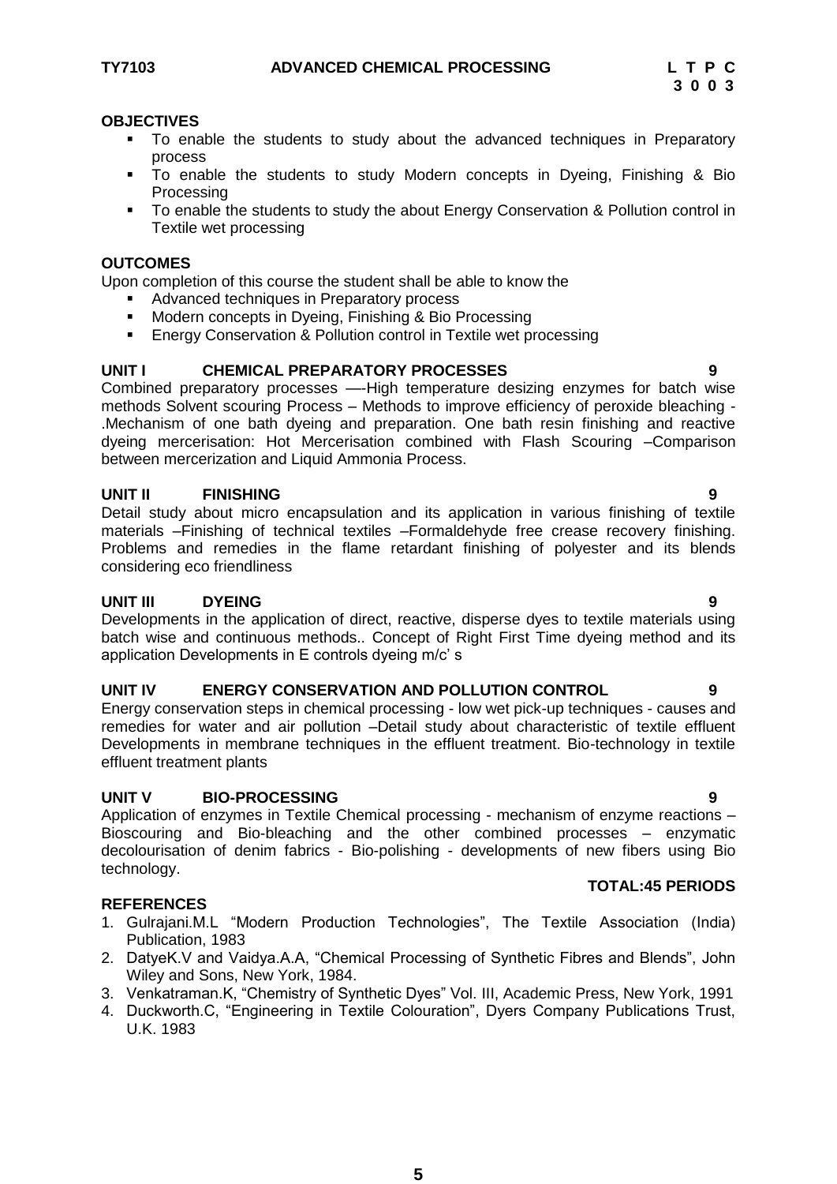**TY7103 ADVANCED CHEMICAL PROCESSING L T P C**
**3 0 0 3**

**OBJECTIVES**

- To enable the students to study about the advanced techniques in Preparatory process
- To enable the students to study Modern concepts in Dyeing, Finishing & Bio Processing
- To enable the students to study the about Energy Conservation & Pollution control in Textile wet processing

**OUTCOMES**

Upon completion of this course the student shall be able to know the

- Advanced techniques in Preparatory process
- Modern concepts in Dyeing, Finishing & Bio Processing
- Energy Conservation & Pollution control in Textile wet processing

**UNIT I CHEMICAL PREPARATORY PROCESSES 9**

Combined preparatory processes —-High temperature desizing enzymes for batch wise methods Solvent scouring Process – Methods to improve efficiency of peroxide bleaching - .Mechanism of one bath dyeing and preparation. One bath resin finishing and reactive dyeing mercerisation: Hot Mercerisation combined with Flash Scouring –Comparison between mercerization and Liquid Ammonia Process.

**UNIT II FINISHING 9**

Detail study about micro encapsulation and its application in various finishing of textile materials –Finishing of technical textiles –Formaldehyde free crease recovery finishing. Problems and remedies in the flame retardant finishing of polyester and its blends considering eco friendliness

**UNIT III DYEING 9**

Developments in the application of direct, reactive, disperse dyes to textile materials using batch wise and continuous methods.. Concept of Right First Time dyeing method and its application Developments in E controls dyeing m/c' s

**UNIT IV ENERGY CONSERVATION AND POLLUTION CONTROL 9**

Energy conservation steps in chemical processing - low wet pick-up techniques - causes and remedies for water and air pollution –Detail study about characteristic of textile effluent Developments in membrane techniques in the effluent treatment. Bio-technology in textile effluent treatment plants

**UNIT V BIO-PROCESSING 9**

Application of enzymes in Textile Chemical processing - mechanism of enzyme reactions – Bioscouring and Bio-bleaching and the other combined processes – enzymatic decolourisation of denim fabrics - Bio-polishing - developments of new fibers using Bio technology.

**TOTAL:45 PERIODS**

**REFERENCES**

1. Gulrajani.M.L "Modern Production Technologies", The Textile Association (India) Publication, 1983
2. DatyeK.V and Vaidya.A.A, "Chemical Processing of Synthetic Fibres and Blends", John Wiley and Sons, New York, 1984.
3. Venkatraman.K, "Chemistry of Synthetic Dyes" Vol. III, Academic Press, New York, 1991
4. Duckworth.C, "Engineering in Textile Colouration", Dyers Company Publications Trust, U.K. 1983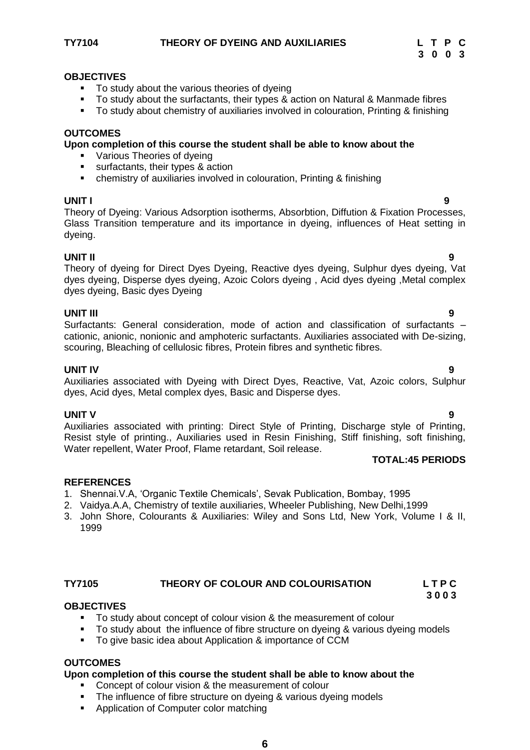## TY7104 THEORY OF DYEING AND AUXILIARIES

| L | T | P | C |
|---|---|---|---|
| 3 | 0 | 0 | 3 |

**OBJECTIVES**

- To study about the various theories of dyeing
- To study about the surfactants, their types & action on Natural & Manmade fibres
- To study about chemistry of auxiliaries involved in colouration, Printing & finishing

**OUTCOMES**

**Upon completion of this course the student shall be able to know about the**

- Various Theories of dyeing
- surfactants, their types & action
- chemistry of auxiliaries involved in colouration, Printing & finishing

**UNIT I** **9**

Theory of Dyeing: Various Adsorption isotherms, Absorbtion, Diffution & Fixation Processes, Glass Transition temperature and its importance in dyeing, influences of Heat setting in dyeing.

**UNIT II** **9**

Theory of dyeing for Direct Dyes Dyeing, Reactive dyes dyeing, Sulphur dyes dyeing, Vat dyes dyeing, Disperse dyes dyeing, Azoic Colors dyeing , Acid dyes dyeing ,Metal complex dyes dyeing, Basic dyes Dyeing

**UNIT III** **9**

Surfactants: General consideration, mode of action and classification of surfactants – cationic, anionic, nonionic and amphoteric surfactants. Auxiliaries associated with De-sizing, scouring, Bleaching of cellulosic fibres, Protein fibres and synthetic fibres.

**UNIT IV** **9**

Auxiliaries associated with Dyeing with Direct Dyes, Reactive, Vat, Azoic colors, Sulphur dyes, Acid dyes, Metal complex dyes, Basic and Disperse dyes.

**UNIT V** **9**

Auxiliaries associated with printing: Direct Style of Printing, Discharge style of Printing, Resist style of printing., Auxiliaries used in Resin Finishing, Stiff finishing, soft finishing, Water repellent, Water Proof, Flame retardant, Soil release.

**TOTAL:45 PERIODS**

**REFERENCES**

1. Shennai.V.A, 'Organic Textile Chemicals', Sevak Publication, Bombay, 1995
2. Vaidya.A.A, Chemistry of textile auxiliaries, Wheeler Publishing, New Delhi,1999
3. John Shore, Colourants & Auxiliaries: Wiley and Sons Ltd, New York, Volume I & II, 1999

## TY7105 THEORY OF COLOUR AND COLOURISATION

| L | T | P | C |
|---|---|---|---|
| 3 | 0 | 0 | 3 |

**OBJECTIVES**

- To study about concept of colour vision & the measurement of colour
- To study about the influence of fibre structure on dyeing & various dyeing models
- To give basic idea about Application & importance of CCM

**OUTCOMES**

**Upon completion of this course the student shall be able to know about the**

- Concept of colour vision & the measurement of colour
- The influence of fibre structure on dyeing & various dyeing models
- Application of Computer color matching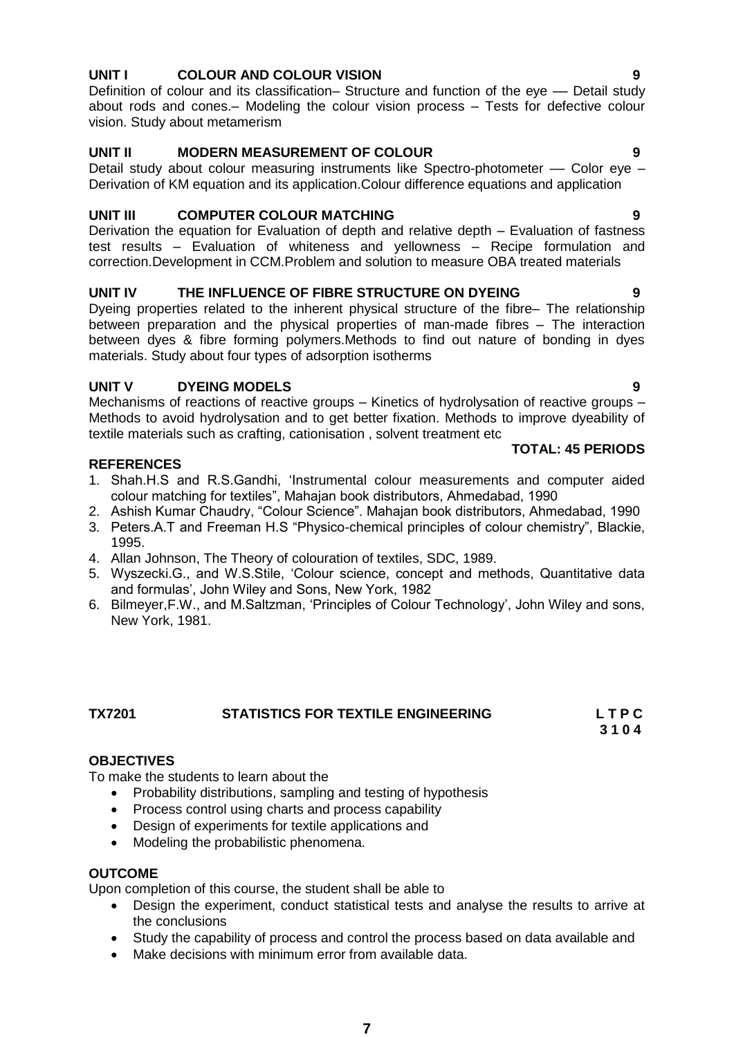**UNIT I COLOUR AND COLOUR VISION 9**

Definition of colour and its classification– Structure and function of the eye –– Detail study about rods and cones.– Modeling the colour vision process – Tests for defective colour vision. Study about metamerism

**UNIT II MODERN MEASUREMENT OF COLOUR 9**

Detail study about colour measuring instruments like Spectro-photometer –– Color eye – Derivation of KM equation and its application.Colour difference equations and application

**UNIT III COMPUTER COLOUR MATCHING 9**

Derivation the equation for Evaluation of depth and relative depth – Evaluation of fastness test results – Evaluation of whiteness and yellowness – Recipe formulation and correction.Development in CCM.Problem and solution to measure OBA treated materials

**UNIT IV THE INFLUENCE OF FIBRE STRUCTURE ON DYEING 9**

Dyeing properties related to the inherent physical structure of the fibre– The relationship between preparation and the physical properties of man-made fibres – The interaction between dyes & fibre forming polymers.Methods to find out nature of bonding in dyes materials. Study about four types of adsorption isotherms

**UNIT V DYEING MODELS 9**

Mechanisms of reactions of reactive groups – Kinetics of hydrolysation of reactive groups – Methods to avoid hydrolysation and to get better fixation. Methods to improve dyeability of textile materials such as crafting, cationisation , solvent treatment etc

**TOTAL: 45 PERIODS**

**REFERENCES**

1. Shah.H.S and R.S.Gandhi, 'Instrumental colour measurements and computer aided colour matching for textiles", Mahajan book distributors, Ahmedabad, 1990
2. Ashish Kumar Chaudry, "Colour Science". Mahajan book distributors, Ahmedabad, 1990
3. Peters.A.T and Freeman H.S "Physico-chemical principles of colour chemistry", Blackie, 1995.
4. Allan Johnson, The Theory of colouration of textiles, SDC, 1989.
5. Wyszecki.G., and W.S.Stile, 'Colour science, concept and methods, Quantitative data and formulas', John Wiley and Sons, New York, 1982
6. Bilmeyer,F.W., and M.Saltzman, 'Principles of Colour Technology', John Wiley and sons, New York, 1981.

**TX7201 STATISTICS FOR TEXTILE ENGINEERING L T P C**
**3 1 0 4**

**OBJECTIVES**

To make the students to learn about the

- Probability distributions, sampling and testing of hypothesis
- Process control using charts and process capability
- Design of experiments for textile applications and
- Modeling the probabilistic phenomena.

**OUTCOME**

Upon completion of this course, the student shall be able to

- Design the experiment, conduct statistical tests and analyse the results to arrive at the conclusions
- Study the capability of process and control the process based on data available and
- Make decisions with minimum error from available data.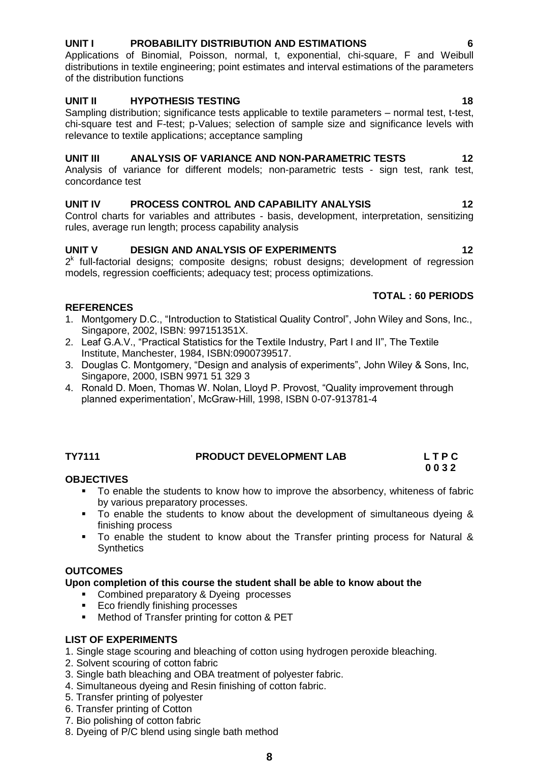**UNIT I PROBABILITY DISTRIBUTION AND ESTIMATIONS 6**

Applications of Binomial, Poisson, normal, t, exponential, chi-square, F and Weibull distributions in textile engineering; point estimates and interval estimations of the parameters of the distribution functions

**UNIT II HYPOTHESIS TESTING 18**

Sampling distribution; significance tests applicable to textile parameters – normal test, t-test, chi-square test and F-test; p-Values; selection of sample size and significance levels with relevance to textile applications; acceptance sampling

**UNIT III ANALYSIS OF VARIANCE AND NON-PARAMETRIC TESTS 12**

Analysis of variance for different models; non-parametric tests - sign test, rank test, concordance test

**UNIT IV PROCESS CONTROL AND CAPABILITY ANALYSIS 12**

Control charts for variables and attributes - basis, development, interpretation, sensitizing rules, average run length; process capability analysis

**UNIT V DESIGN AND ANALYSIS OF EXPERIMENTS 12**

$2^k$ full-factorial designs; composite designs; robust designs; development of regression models, regression coefficients; adequacy test; process optimizations.

**TOTAL : 60 PERIODS**

**REFERENCES**

1. Montgomery D.C., "Introduction to Statistical Quality Control", John Wiley and Sons, Inc., Singapore, 2002, ISBN: 997151351X.
2. Leaf G.A.V., "Practical Statistics for the Textile Industry, Part I and II", The Textile Institute, Manchester, 1984, ISBN:0900739517.
3. Douglas C. Montgomery, "Design and analysis of experiments", John Wiley & Sons, Inc, Singapore, 2000, ISBN 9971 51 329 3
4. Ronald D. Moen, Thomas W. Nolan, Lloyd P. Provost, "Quality improvement through planned experimentation', McGraw-Hill, 1998, ISBN 0-07-913781-4

**TY7111 PRODUCT DEVELOPMENT LAB L T P C**
**0 0 3 2**

**OBJECTIVES**

- To enable the students to know how to improve the absorbency, whiteness of fabric by various preparatory processes.
- To enable the students to know about the development of simultaneous dyeing & finishing process
- To enable the student to know about the Transfer printing process for Natural & Synthetics

**OUTCOMES**

**Upon completion of this course the student shall be able to know about the**

- Combined preparatory & Dyeing processes
- Eco friendly finishing processes
- Method of Transfer printing for cotton & PET

**LIST OF EXPERIMENTS**

1. Single stage scouring and bleaching of cotton using hydrogen peroxide bleaching.
2. Solvent scouring of cotton fabric
3. Single bath bleaching and OBA treatment of polyester fabric.
4. Simultaneous dyeing and Resin finishing of cotton fabric.
5. Transfer printing of polyester
6. Transfer printing of Cotton
7. Bio polishing of cotton fabric
8. Dyeing of P/C blend using single bath method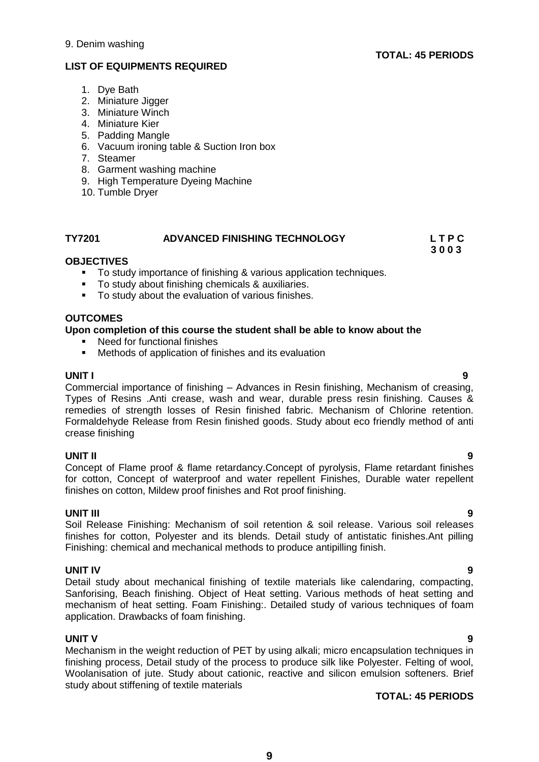9. Denim washing

**TOTAL: 45 PERIODS**

**LIST OF EQUIPMENTS REQUIRED**

1. Dye Bath
2. Miniature Jigger
3. Miniature Winch
4. Miniature Kier
5. Padding Mangle
6. Vacuum ironing table & Suction Iron box
7. Steamer
8. Garment washing machine
9. High Temperature Dyeing Machine
10. Tumble Dryer

**TY7201 ADVANCED FINISHING TECHNOLOGY L T P C**
**3 0 0 3**

**OBJECTIVES**

- To study importance of finishing & various application techniques.
- To study about finishing chemicals & auxiliaries.
- To study about the evaluation of various finishes.

**OUTCOMES**

**Upon completion of this course the student shall be able to know about the**

- Need for functional finishes
- Methods of application of finishes and its evaluation

**UNIT I 9**

Commercial importance of finishing – Advances in Resin finishing, Mechanism of creasing, Types of Resins .Anti crease, wash and wear, durable press resin finishing. Causes & remedies of strength losses of Resin finished fabric. Mechanism of Chlorine retention. Formaldehyde Release from Resin finished goods. Study about eco friendly method of anti crease finishing

**UNIT II 9**

Concept of Flame proof & flame retardancy.Concept of pyrolysis, Flame retardant finishes for cotton, Concept of waterproof and water repellent Finishes, Durable water repellent finishes on cotton, Mildew proof finishes and Rot proof finishing.

**UNIT III 9**

Soil Release Finishing: Mechanism of soil retention & soil release. Various soil releases finishes for cotton, Polyester and its blends. Detail study of antistatic finishes.Ant pilling Finishing: chemical and mechanical methods to produce antipilling finish.

**UNIT IV 9**

Detail study about mechanical finishing of textile materials like calendaring, compacting, Sanforising, Beach finishing. Object of Heat setting. Various methods of heat setting and mechanism of heat setting. Foam Finishing:. Detailed study of various techniques of foam application. Drawbacks of foam finishing.

**UNIT V 9**

Mechanism in the weight reduction of PET by using alkali; micro encapsulation techniques in finishing process, Detail study of the process to produce silk like Polyester. Felting of wool, Woolanisation of jute. Study about cationic, reactive and silicon emulsion softeners. Brief study about stiffening of textile materials

**TOTAL: 45 PERIODS**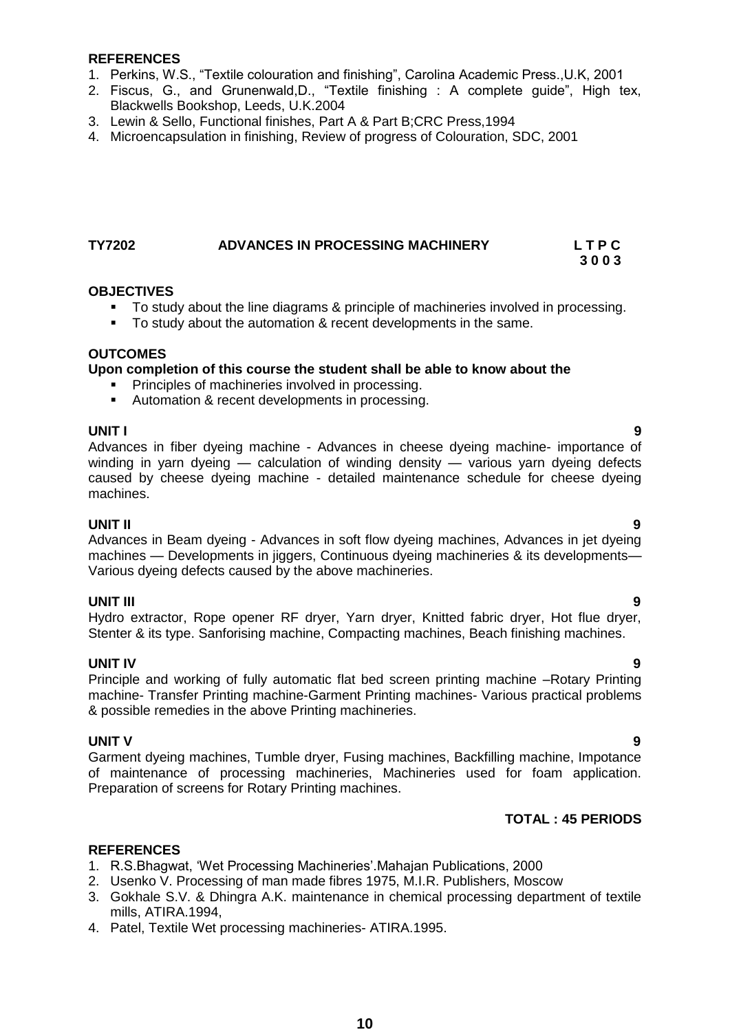**REFERENCES**

1. Perkins, W.S., “Textile colouration and finishing”, Carolina Academic Press.,U.K, 2001
2. Fiscus, G., and Grunenwald,D., “Textile finishing : A complete guide”, High tex, Blackwells Bookshop, Leeds, U.K.2004
3. Lewin & Sello, Functional finishes, Part A & Part B;CRC Press,1994
4. Microencapsulation in finishing, Review of progress of Colouration, SDC, 2001

## TY7202 ADVANCES IN PROCESSING MACHINERY

**L T P C**
**3 0 0 3**

**OBJECTIVES**

- To study about the line diagrams & principle of machineries involved in processing.
- To study about the automation & recent developments in the same.

**OUTCOMES**

**Upon completion of this course the student shall be able to know about the**

- Principles of machineries involved in processing.
- Automation & recent developments in processing.

**UNIT I** **9**

Advances in fiber dyeing machine - Advances in cheese dyeing machine- importance of winding in yarn dyeing — calculation of winding density — various yarn dyeing defects caused by cheese dyeing machine - detailed maintenance schedule for cheese dyeing machines.

**UNIT II** **9**

Advances in Beam dyeing - Advances in soft flow dyeing machines, Advances in jet dyeing machines — Developments in jiggers, Continuous dyeing machineries & its developments— Various dyeing defects caused by the above machineries.

**UNIT III** **9**

Hydro extractor, Rope opener RF dryer, Yarn dryer, Knitted fabric dryer, Hot flue dryer, Stenter & its type. Sanforising machine, Compacting machines, Beach finishing machines.

**UNIT IV** **9**

Principle and working of fully automatic flat bed screen printing machine –Rotary Printing machine- Transfer Printing machine-Garment Printing machines- Various practical problems & possible remedies in the above Printing machineries.

**UNIT V** **9**

Garment dyeing machines, Tumble dryer, Fusing machines, Backfilling machine, Impotance of maintenance of processing machineries, Machineries used for foam application. Preparation of screens for Rotary Printing machines.

**TOTAL : 45 PERIODS**

**REFERENCES**

1. R.S.Bhagwat, ‘Wet Processing Machineries’.Mahajan Publications, 2000
2. Usenko V. Processing of man made fibres 1975, M.I.R. Publishers, Moscow
3. Gokhale S.V. & Dhingra A.K. maintenance in chemical processing department of textile mills, ATIRA.1994,
4. Patel, Textile Wet processing machineries- ATIRA.1995.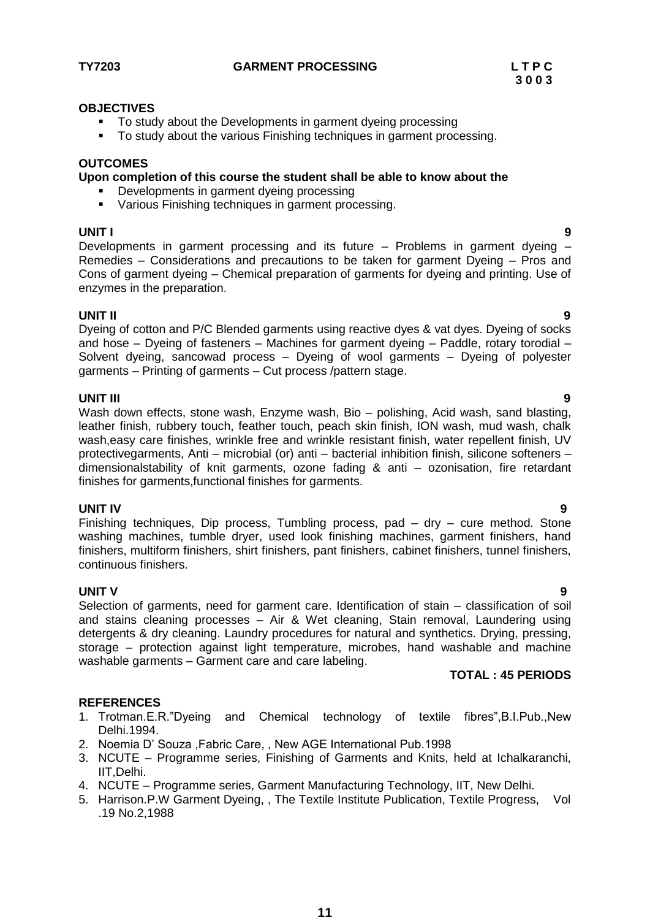**TY7203 GARMENT PROCESSING L T P C**
**3 0 0 3**

**OBJECTIVES**

- To study about the Developments in garment dyeing processing
- To study about the various Finishing techniques in garment processing.

**OUTCOMES**

**Upon completion of this course the student shall be able to know about the**

- Developments in garment dyeing processing
- Various Finishing techniques in garment processing.

**UNIT I 9**

Developments in garment processing and its future – Problems in garment dyeing – Remedies – Considerations and precautions to be taken for garment Dyeing – Pros and Cons of garment dyeing – Chemical preparation of garments for dyeing and printing. Use of enzymes in the preparation.

**UNIT II 9**

Dyeing of cotton and P/C Blended garments using reactive dyes & vat dyes. Dyeing of socks and hose – Dyeing of fasteners – Machines for garment dyeing – Paddle, rotary torodial – Solvent dyeing, sancowad process – Dyeing of wool garments – Dyeing of polyester garments – Printing of garments – Cut process /pattern stage.

**UNIT III 9**

Wash down effects, stone wash, Enzyme wash, Bio – polishing, Acid wash, sand blasting, leather finish, rubbery touch, feather touch, peach skin finish, ION wash, mud wash, chalk wash,easy care finishes, wrinkle free and wrinkle resistant finish, water repellent finish, UV protectivegarments, Anti – microbial (or) anti – bacterial inhibition finish, silicone softeners – dimensionalstability of knit garments, ozone fading & anti – ozonisation, fire retardant finishes for garments,functional finishes for garments.

**UNIT IV 9**

Finishing techniques, Dip process, Tumbling process, pad – dry – cure method. Stone washing machines, tumble dryer, used look finishing machines, garment finishers, hand finishers, multiform finishers, shirt finishers, pant finishers, cabinet finishers, tunnel finishers, continuous finishers.

**UNIT V 9**

Selection of garments, need for garment care. Identification of stain – classification of soil and stains cleaning processes – Air & Wet cleaning, Stain removal, Laundering using detergents & dry cleaning. Laundry procedures for natural and synthetics. Drying, pressing, storage – protection against light temperature, microbes, hand washable and machine washable garments – Garment care and care labeling.

**TOTAL : 45 PERIODS**

**REFERENCES**

1. Trotman.E.R."Dyeing and Chemical technology of textile fibres",B.I.Pub.,New Delhi.1994.
2. Noemia D' Souza ,Fabric Care, , New AGE International Pub.1998
3. NCUTE – Programme series, Finishing of Garments and Knits, held at Ichalkaranchi, IIT,Delhi.
4. NCUTE – Programme series, Garment Manufacturing Technology, IIT, New Delhi.
5. Harrison.P.W Garment Dyeing, , The Textile Institute Publication, Textile Progress, Vol .19 No.2,1988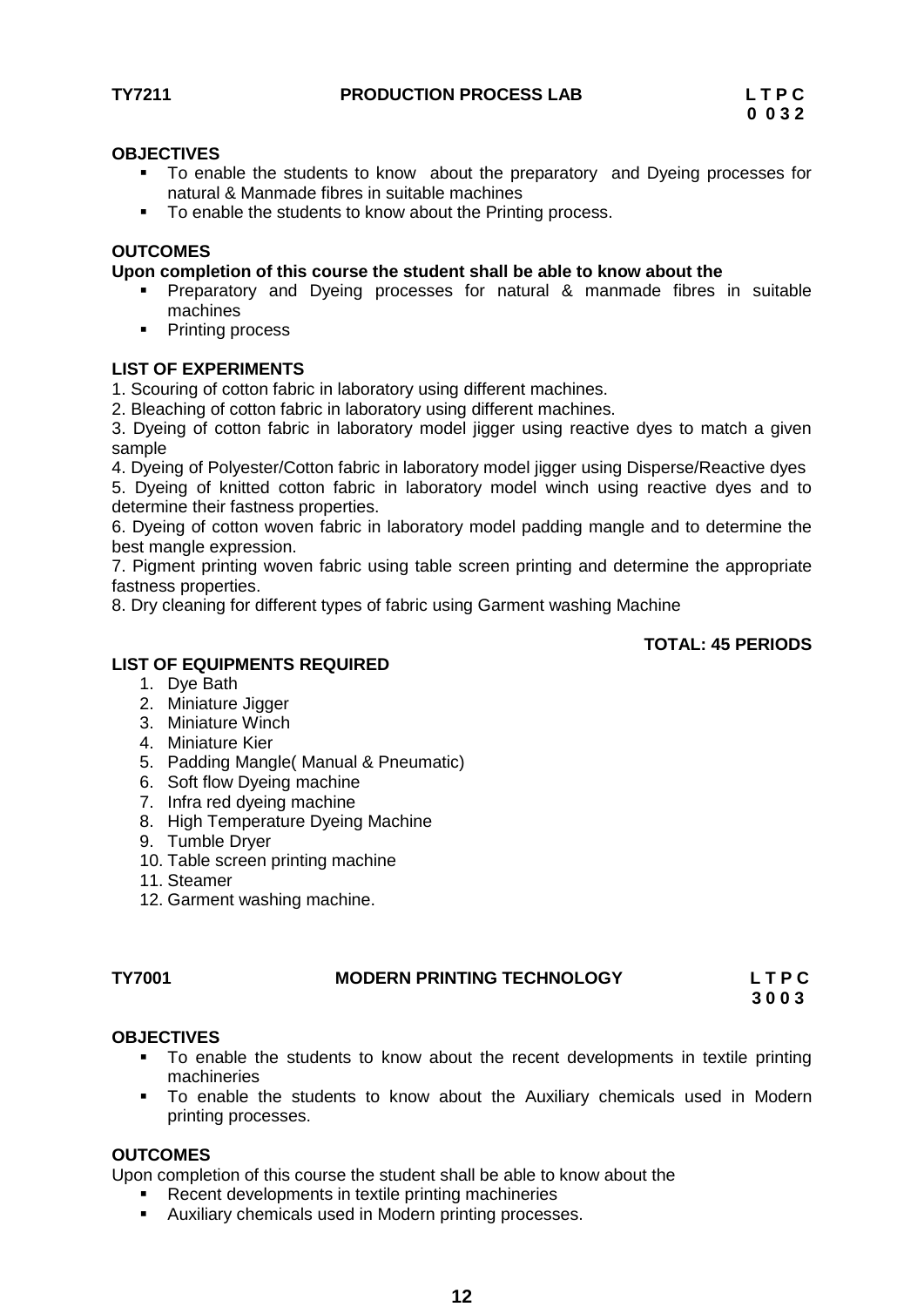**TY7211 PRODUCTION PROCESS LAB**

| L | T | P | C |
|---|---|---|---|
| 0 | 0 | 3 | 2 |

**OBJECTIVES**

- To enable the students to know about the preparatory and Dyeing processes for natural & Manmade fibres in suitable machines
- To enable the students to know about the Printing process.

**OUTCOMES**

**Upon completion of this course the student shall be able to know about the**

- Preparatory and Dyeing processes for natural & manmade fibres in suitable machines
- Printing process

**LIST OF EXPERIMENTS**

1. Scouring of cotton fabric in laboratory using different machines.
2. Bleaching of cotton fabric in laboratory using different machines.
3. Dyeing of cotton fabric in laboratory model jigger using reactive dyes to match a given sample
4. Dyeing of Polyester/Cotton fabric in laboratory model jigger using Disperse/Reactive dyes
5. Dyeing of knitted cotton fabric in laboratory model winch using reactive dyes and to determine their fastness properties.
6. Dyeing of cotton woven fabric in laboratory model padding mangle and to determine the best mangle expression.
7. Pigment printing woven fabric using table screen printing and determine the appropriate fastness properties.
8. Dry cleaning for different types of fabric using Garment washing Machine

**TOTAL: 45 PERIODS**

**LIST OF EQUIPMENTS REQUIRED**

1. Dye Bath
2. Miniature Jigger
3. Miniature Winch
4. Miniature Kier
5. Padding Mangle( Manual & Pneumatic)
6. Soft flow Dyeing machine
7. Infra red dyeing machine
8. High Temperature Dyeing Machine
9. Tumble Dryer
10. Table screen printing machine
11. Steamer
12. Garment washing machine.

**TY7001 MODERN PRINTING TECHNOLOGY**

| L | T | P | C |
|---|---|---|---|
| 3 | 0 | 0 | 3 |

**OBJECTIVES**

- To enable the students to know about the recent developments in textile printing machineries
- To enable the students to know about the Auxiliary chemicals used in Modern printing processes.

**OUTCOMES**

Upon completion of this course the student shall be able to know about the

- Recent developments in textile printing machineries
- Auxiliary chemicals used in Modern printing processes.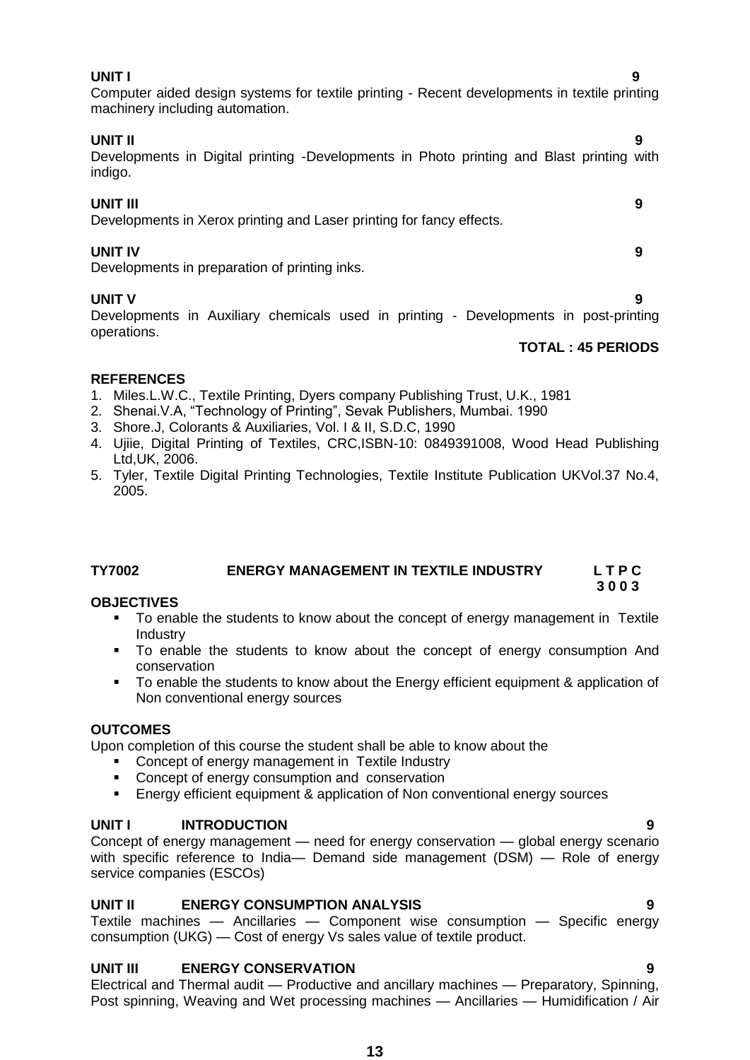**UNIT I** **9**

Computer aided design systems for textile printing - Recent developments in textile printing machinery including automation.

**UNIT II** **9**

Developments in Digital printing -Developments in Photo printing and Blast printing with indigo.

**UNIT III** **9**

Developments in Xerox printing and Laser printing for fancy effects.

**UNIT IV** **9**

Developments in preparation of printing inks.

**UNIT V** **9**

Developments in Auxiliary chemicals used in printing - Developments in post-printing operations.

**TOTAL : 45 PERIODS**

**REFERENCES**

1. Miles.L.W.C., Textile Printing, Dyers company Publishing Trust, U.K., 1981
2. Shenai.V.A, "Technology of Printing", Sevak Publishers, Mumbai. 1990
3. Shore.J, Colorants & Auxiliaries, Vol. I & II, S.D.C, 1990
4. Ujiie, Digital Printing of Textiles, CRC,ISBN-10: 0849391008, Wood Head Publishing Ltd,UK, 2006.
5. Tyler, Textile Digital Printing Technologies, Textile Institute Publication UKVol.37 No.4, 2005.

## TY7002 ENERGY MANAGEMENT IN TEXTILE INDUSTRY

**L T P C**
**3 0 0 3**

**OBJECTIVES**

- To enable the students to know about the concept of energy management in Textile Industry
- To enable the students to know about the concept of energy consumption And conservation
- To enable the students to know about the Energy efficient equipment & application of Non conventional energy sources

**OUTCOMES**

Upon completion of this course the student shall be able to know about the

- Concept of energy management in Textile Industry
- Concept of energy consumption and conservation
- Energy efficient equipment & application of Non conventional energy sources

**UNIT I INTRODUCTION** **9**

Concept of energy management — need for energy conservation — global energy scenario with specific reference to India— Demand side management (DSM) — Role of energy service companies (ESCOs)

**UNIT II ENERGY CONSUMPTION ANALYSIS** **9**

Textile machines — Ancillaries — Component wise consumption — Specific energy consumption (UKG) — Cost of energy Vs sales value of textile product.

**UNIT III ENERGY CONSERVATION** **9**

Electrical and Thermal audit — Productive and ancillary machines — Preparatory, Spinning, Post spinning, Weaving and Wet processing machines — Ancillaries — Humidification / Air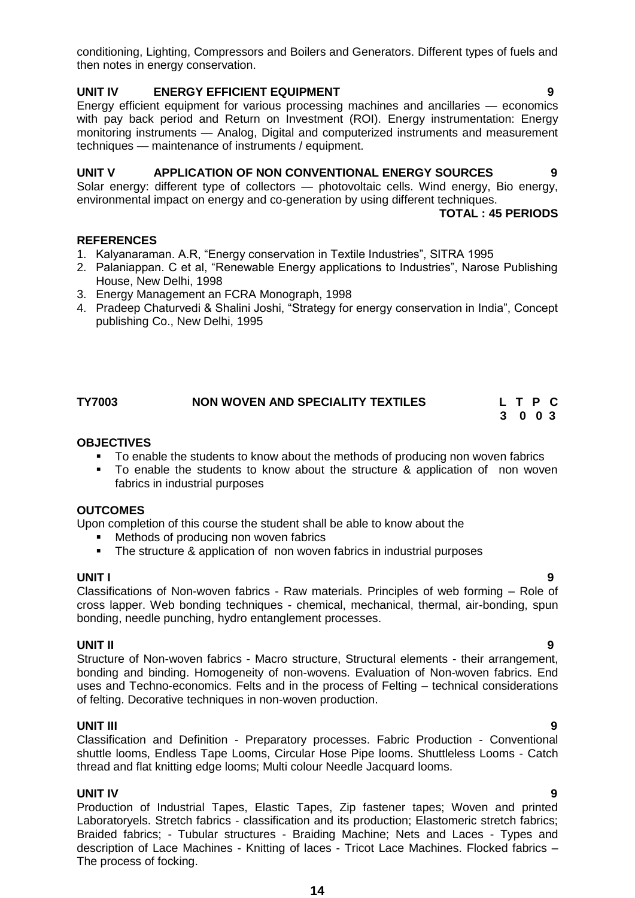conditioning, Lighting, Compressors and Boilers and Generators. Different types of fuels and then notes in energy conservation.

**UNIT IV ENERGY EFFICIENT EQUIPMENT 9**

Energy efficient equipment for various processing machines and ancillaries — economics with pay back period and Return on Investment (ROI). Energy instrumentation: Energy monitoring instruments — Analog, Digital and computerized instruments and measurement techniques — maintenance of instruments / equipment.

**UNIT V APPLICATION OF NON CONVENTIONAL ENERGY SOURCES 9**

Solar energy: different type of collectors — photovoltaic cells. Wind energy, Bio energy, environmental impact on energy and co-generation by using different techniques.

**TOTAL : 45 PERIODS**

**REFERENCES**

1. Kalyanaraman. A.R, "Energy conservation in Textile Industries", SITRA 1995
2. Palaniappan. C et al, "Renewable Energy applications to Industries", Narose Publishing House, New Delhi, 1998
3. Energy Management an FCRA Monograph, 1998
4. Pradeep Chaturvedi & Shalini Joshi, "Strategy for energy conservation in India", Concept publishing Co., New Delhi, 1995

## TY7003 NON WOVEN AND SPECIALITY TEXTILES

| L | T | P | C |
|---|---|---|---|
| 3 | 0 | 0 | 3 |

**OBJECTIVES**

- To enable the students to know about the methods of producing non woven fabrics
- To enable the students to know about the structure & application of non woven fabrics in industrial purposes

**OUTCOMES**

Upon completion of this course the student shall be able to know about the

- Methods of producing non woven fabrics
- The structure & application of non woven fabrics in industrial purposes

**UNIT I 9**

Classifications of Non-woven fabrics - Raw materials. Principles of web forming – Role of cross lapper. Web bonding techniques - chemical, mechanical, thermal, air-bonding, spun bonding, needle punching, hydro entanglement processes.

**UNIT II 9**

Structure of Non-woven fabrics - Macro structure, Structural elements - their arrangement, bonding and binding. Homogeneity of non-wovens. Evaluation of Non-woven fabrics. End uses and Techno-economics. Felts and in the process of Felting – technical considerations of felting. Decorative techniques in non-woven production.

**UNIT III 9**

Classification and Definition - Preparatory processes. Fabric Production - Conventional shuttle looms, Endless Tape Looms, Circular Hose Pipe looms. Shuttleless Looms - Catch thread and flat knitting edge looms; Multi colour Needle Jacquard looms.

**UNIT IV 9**

Production of Industrial Tapes, Elastic Tapes, Zip fastener tapes; Woven and printed Laboratoryels. Stretch fabrics - classification and its production; Elastomeric stretch fabrics; Braided fabrics; - Tubular structures - Braiding Machine; Nets and Laces - Types and description of Lace Machines - Knitting of laces - Tricot Lace Machines. Flocked fabrics – The process of focking.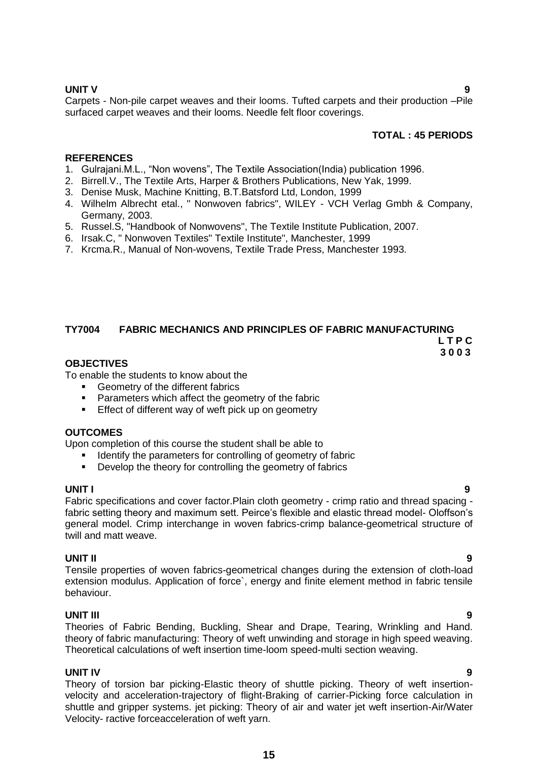**UNIT V** **9**

Carpets - Non-pile carpet weaves and their looms. Tufted carpets and their production –Pile surfaced carpet weaves and their looms. Needle felt floor coverings.

**TOTAL : 45 PERIODS**

**REFERENCES**

1. Gulrajani.M.L., "Non wovens", The Textile Association(India) publication 1996.
2. Birrell.V., The Textile Arts, Harper & Brothers Publications, New Yak, 1999.
3. Denise Musk, Machine Knitting, B.T.Batsford Ltd, London, 1999
4. Wilhelm Albrecht etal., " Nonwoven fabrics", WILEY - VCH Verlag Gmbh & Company, Germany, 2003.
5. Russel.S, "Handbook of Nonwovens", The Textile Institute Publication, 2007.
6. Irsak.C, " Nonwoven Textiles" Textile Institute", Manchester, 1999
7. Krcma.R., Manual of Non-wovens, Textile Trade Press, Manchester 1993.

## TY7004 FABRIC MECHANICS AND PRINCIPLES OF FABRIC MANUFACTURING

**L T P C**
**3 0 0 3**

**OBJECTIVES**

To enable the students to know about the

- Geometry of the different fabrics
- Parameters which affect the geometry of the fabric
- Effect of different way of weft pick up on geometry

**OUTCOMES**

Upon completion of this course the student shall be able to

- Identify the parameters for controlling of geometry of fabric
- Develop the theory for controlling the geometry of fabrics

**UNIT I** **9**

Fabric specifications and cover factor.Plain cloth geometry - crimp ratio and thread spacing - fabric setting theory and maximum sett. Peirce's flexible and elastic thread model- Oloffson's general model. Crimp interchange in woven fabrics-crimp balance-geometrical structure of twill and matt weave.

**UNIT II** **9**

Tensile properties of woven fabrics-geometrical changes during the extension of cloth-load extension modulus. Application of force`, energy and finite element method in fabric tensile behaviour.

**UNIT III** **9**

Theories of Fabric Bending, Buckling, Shear and Drape, Tearing, Wrinkling and Hand. theory of fabric manufacturing: Theory of weft unwinding and storage in high speed weaving. Theoretical calculations of weft insertion time-loom speed-multi section weaving.

**UNIT IV** **9**

Theory of torsion bar picking-Elastic theory of shuttle picking. Theory of weft insertion-velocity and acceleration-trajectory of flight-Braking of carrier-Picking force calculation in shuttle and gripper systems. jet picking: Theory of air and water jet weft insertion-Air/Water Velocity- ractive forceacceleration of weft yarn.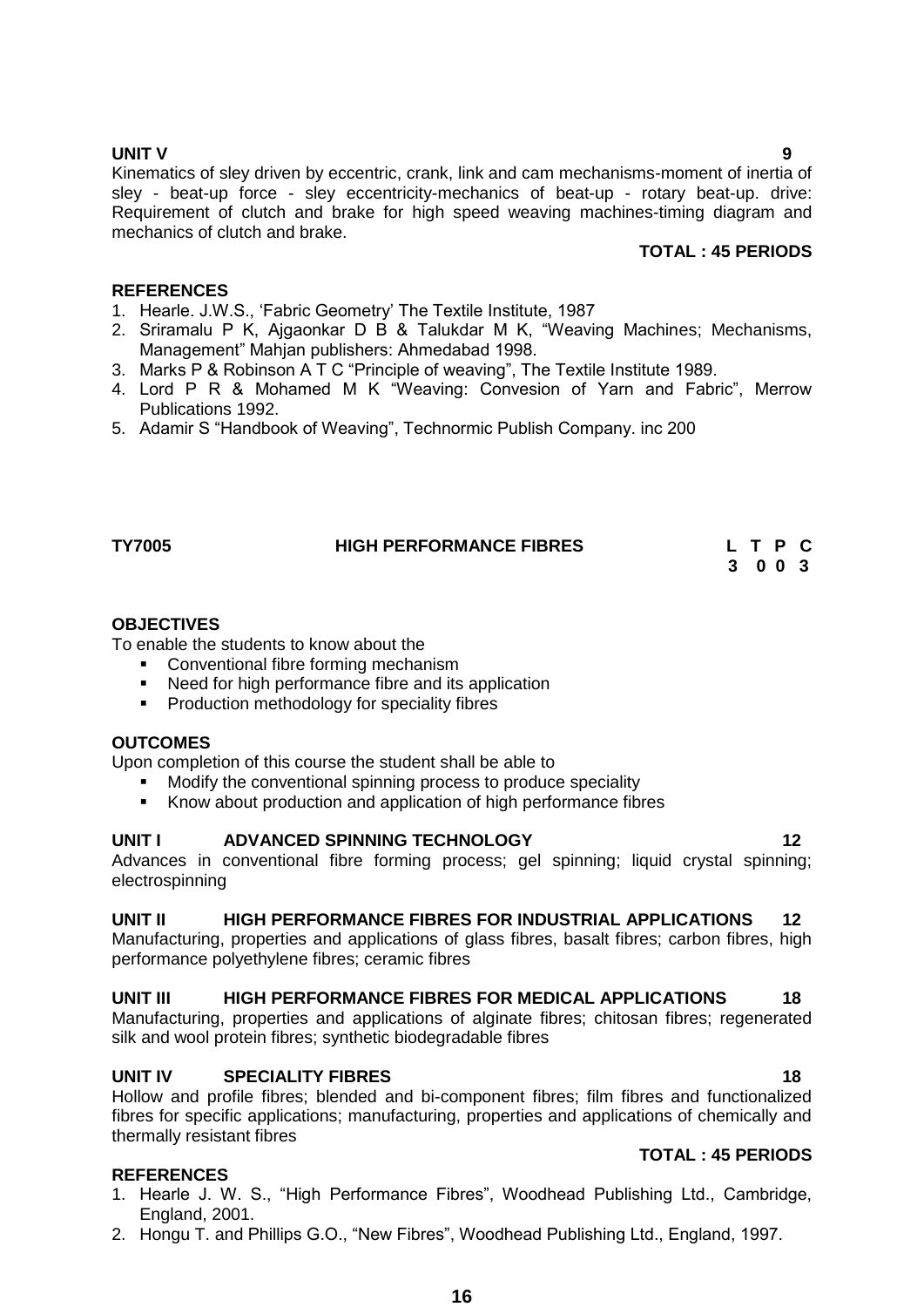**UNIT V** **9**

Kinematics of sley driven by eccentric, crank, link and cam mechanisms-moment of inertia of sley - beat-up force - sley eccentricity-mechanics of beat-up - rotary beat-up. drive: Requirement of clutch and brake for high speed weaving machines-timing diagram and mechanics of clutch and brake.

**TOTAL : 45 PERIODS**

**REFERENCES**

1. Hearle. J.W.S., 'Fabric Geometry' The Textile Institute, 1987
2. Sriramalu P K, Ajgaonkar D B & Talukdar M K, "Weaving Machines; Mechanisms, Management" Mahjan publishers: Ahmedabad 1998.
3. Marks P & Robinson A T C "Principle of weaving", The Textile Institute 1989.
4. Lord P R & Mohamed M K "Weaving: Convesion of Yarn and Fabric", Merrow Publications 1992.
5. Adamir S "Handbook of Weaving", Technormic Publish Company. inc 200

## TY7005 HIGH PERFORMANCE FIBRES

| L | T | P | C |
|---|---|---|---|
| 3 | 0 | 0 | 3 |

**OBJECTIVES**

To enable the students to know about the

- Conventional fibre forming mechanism
- Need for high performance fibre and its application
- Production methodology for speciality fibres

**OUTCOMES**

Upon completion of this course the student shall be able to

- Modify the conventional spinning process to produce speciality
- Know about production and application of high performance fibres

**UNIT I ADVANCED SPINNING TECHNOLOGY** **12**

Advances in conventional fibre forming process; gel spinning; liquid crystal spinning; electrospinning

**UNIT II HIGH PERFORMANCE FIBRES FOR INDUSTRIAL APPLICATIONS** **12**

Manufacturing, properties and applications of glass fibres, basalt fibres; carbon fibres, high performance polyethylene fibres; ceramic fibres

**UNIT III HIGH PERFORMANCE FIBRES FOR MEDICAL APPLICATIONS** **18**

Manufacturing, properties and applications of alginate fibres; chitosan fibres; regenerated silk and wool protein fibres; synthetic biodegradable fibres

**UNIT IV SPECIALITY FIBRES** **18**

Hollow and profile fibres; blended and bi-component fibres; film fibres and functionalized fibres for specific applications; manufacturing, properties and applications of chemically and thermally resistant fibres

**TOTAL : 45 PERIODS**

**REFERENCES**

1. Hearle J. W. S., "High Performance Fibres", Woodhead Publishing Ltd., Cambridge, England, 2001.
2. Hongu T. and Phillips G.O., "New Fibres", Woodhead Publishing Ltd., England, 1997.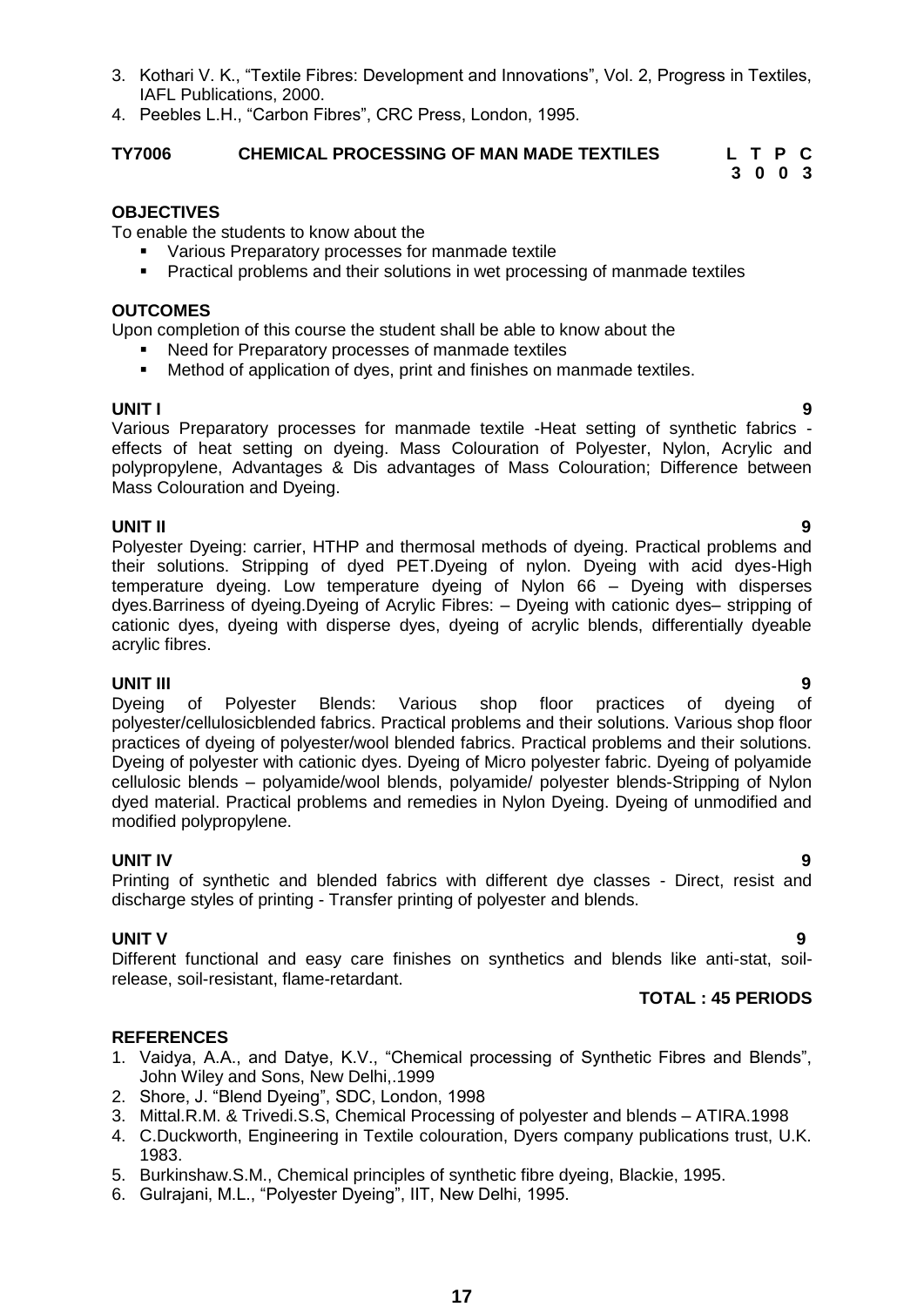3. Kothari V. K., "Textile Fibres: Development and Innovations", Vol. 2, Progress in Textiles, IAFL Publications, 2000.
4. Peebles L.H., "Carbon Fibres", CRC Press, London, 1995.

**TY7006 CHEMICAL PROCESSING OF MAN MADE TEXTILES**

| L | T | P | C |
|---|---|---|---|
| 3 | 0 | 0 | 3 |

**OBJECTIVES**

To enable the students to know about the

- Various Preparatory processes for manmade textile
- Practical problems and their solutions in wet processing of manmade textiles

**OUTCOMES**

Upon completion of this course the student shall be able to know about the

- Need for Preparatory processes of manmade textiles
- Method of application of dyes, print and finishes on manmade textiles.

**UNIT I 9**

Various Preparatory processes for manmade textile -Heat setting of synthetic fabrics -effects of heat setting on dyeing. Mass Colouration of Polyester, Nylon, Acrylic and polypropylene, Advantages & Dis advantages of Mass Colouration; Difference between Mass Colouration and Dyeing.

**UNIT II 9**

Polyester Dyeing: carrier, HTHP and thermosal methods of dyeing. Practical problems and their solutions. Stripping of dyed PET.Dyeing of nylon. Dyeing with acid dyes-High temperature dyeing. Low temperature dyeing of Nylon 66 – Dyeing with disperses dyes.Barriness of dyeing.Dyeing of Acrylic Fibres: – Dyeing with cationic dyes– stripping of cationic dyes, dyeing with disperse dyes, dyeing of acrylic blends, differentially dyeable acrylic fibres.

**UNIT III 9**

Dyeing of Polyester Blends: Various shop floor practices of dyeing of polyester/cellulosicblended fabrics. Practical problems and their solutions. Various shop floor practices of dyeing of polyester/wool blended fabrics. Practical problems and their solutions. Dyeing of polyester with cationic dyes. Dyeing of Micro polyester fabric. Dyeing of polyamide cellulosic blends – polyamide/wool blends, polyamide/ polyester blends-Stripping of Nylon dyed material. Practical problems and remedies in Nylon Dyeing. Dyeing of unmodified and modified polypropylene.

**UNIT IV 9**

Printing of synthetic and blended fabrics with different dye classes - Direct, resist and discharge styles of printing - Transfer printing of polyester and blends.

**UNIT V 9**

Different functional and easy care finishes on synthetics and blends like anti-stat, soil-release, soil-resistant, flame-retardant.

**TOTAL : 45 PERIODS**

**REFERENCES**

1. Vaidya, A.A., and Datye, K.V., "Chemical processing of Synthetic Fibres and Blends", John Wiley and Sons, New Delhi,.1999
2. Shore, J. "Blend Dyeing", SDC, London, 1998
3. Mittal.R.M. & Trivedi.S.S, Chemical Processing of polyester and blends – ATIRA.1998
4. C.Duckworth, Engineering in Textile colouration, Dyers company publications trust, U.K. 1983.
5. Burkinshaw.S.M., Chemical principles of synthetic fibre dyeing, Blackie, 1995.
6. Gulrajani, M.L., "Polyester Dyeing", IIT, New Delhi, 1995.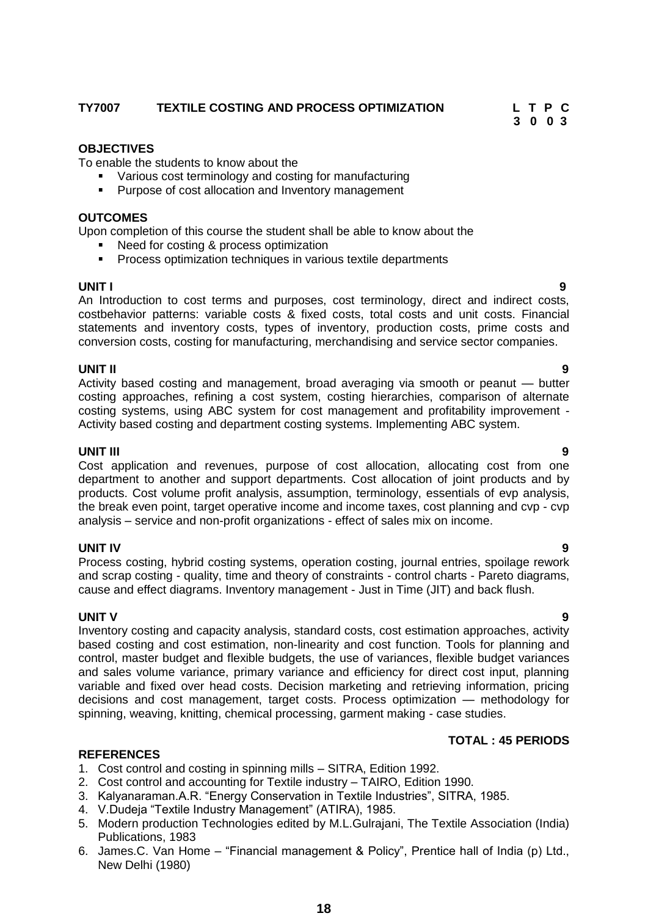**TY7007 TEXTILE COSTING AND PROCESS OPTIMIZATION**

| L | T | P | C |
|---|---|---|---|
| 3 | 0 | 0 | 3 |

**OBJECTIVES**

To enable the students to know about the

- Various cost terminology and costing for manufacturing
- Purpose of cost allocation and Inventory management

**OUTCOMES**

Upon completion of this course the student shall be able to know about the

- Need for costing & process optimization
- Process optimization techniques in various textile departments

**UNIT I** **9**

An Introduction to cost terms and purposes, cost terminology, direct and indirect costs, costbehavior patterns: variable costs & fixed costs, total costs and unit costs. Financial statements and inventory costs, types of inventory, production costs, prime costs and conversion costs, costing for manufacturing, merchandising and service sector companies.

**UNIT II** **9**

Activity based costing and management, broad averaging via smooth or peanut — butter costing approaches, refining a cost system, costing hierarchies, comparison of alternate costing systems, using ABC system for cost management and profitability improvement - Activity based costing and department costing systems. Implementing ABC system.

**UNIT III** **9**

Cost application and revenues, purpose of cost allocation, allocating cost from one department to another and support departments. Cost allocation of joint products and by products. Cost volume profit analysis, assumption, terminology, essentials of evp analysis, the break even point, target operative income and income taxes, cost planning and cvp - cvp analysis – service and non-profit organizations - effect of sales mix on income.

**UNIT IV** **9**

Process costing, hybrid costing systems, operation costing, journal entries, spoilage rework and scrap costing - quality, time and theory of constraints - control charts - Pareto diagrams, cause and effect diagrams. Inventory management - Just in Time (JIT) and back flush.

**UNIT V** **9**

Inventory costing and capacity analysis, standard costs, cost estimation approaches, activity based costing and cost estimation, non-linearity and cost function. Tools for planning and control, master budget and flexible budgets, the use of variances, flexible budget variances and sales volume variance, primary variance and efficiency for direct cost input, planning variable and fixed over head costs. Decision marketing and retrieving information, pricing decisions and cost management, target costs. Process optimization — methodology for spinning, weaving, knitting, chemical processing, garment making - case studies.

**TOTAL : 45 PERIODS**

**REFERENCES**

1. Cost control and costing in spinning mills – SITRA, Edition 1992.
2. Cost control and accounting for Textile industry – TAIRO, Edition 1990.
3. Kalyanaraman.A.R. "Energy Conservation in Textile Industries", SITRA, 1985.
4. V.Dudeja "Textile Industry Management" (ATIRA), 1985.
5. Modern production Technologies edited by M.L.Gulrajani, The Textile Association (India) Publications, 1983
6. James.C. Van Home – "Financial management & Policy", Prentice hall of India (p) Ltd., New Delhi (1980)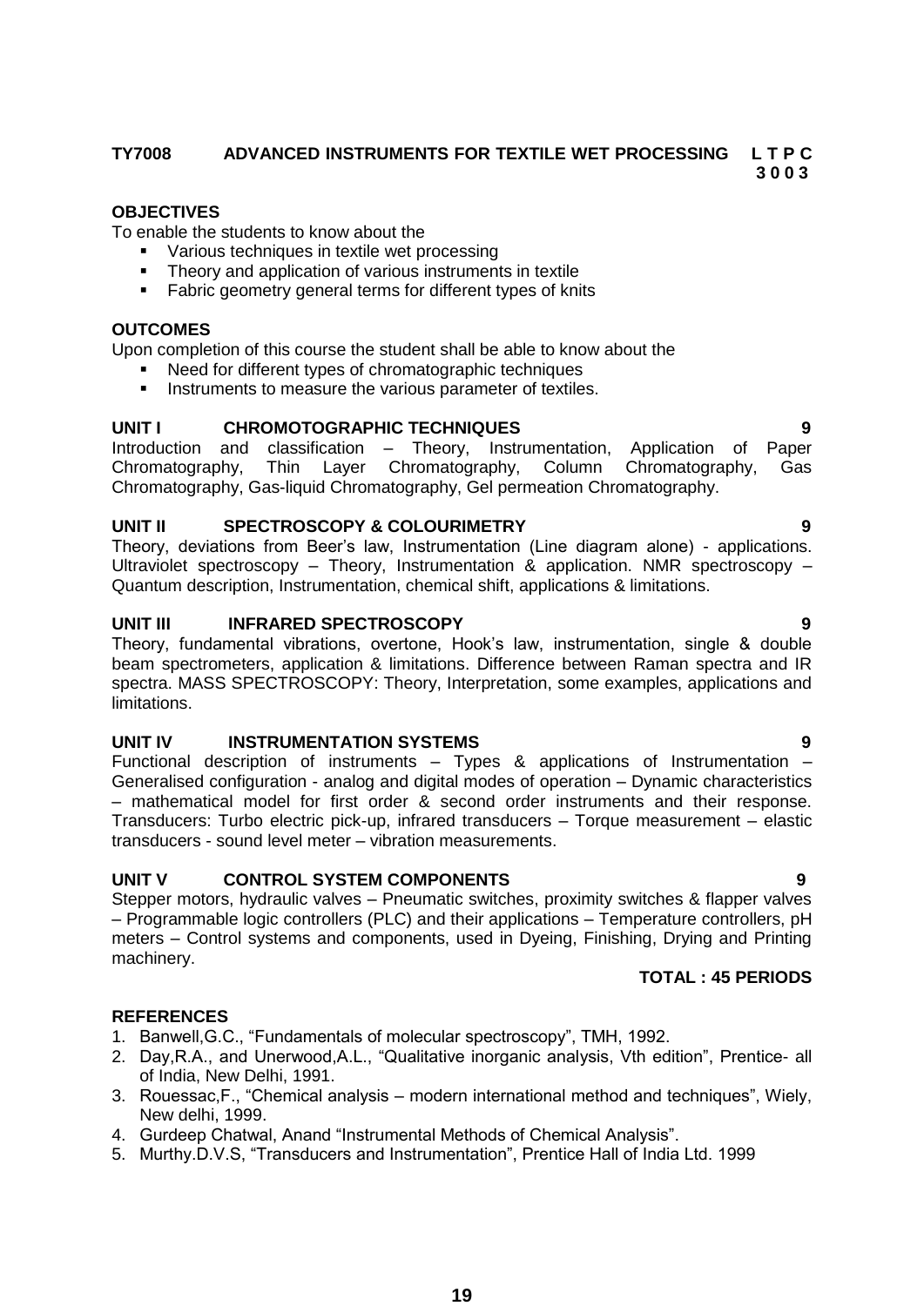**TY7008 ADVANCED INSTRUMENTS FOR TEXTILE WET PROCESSING L T P C**
**3 0 0 3**

**OBJECTIVES**

To enable the students to know about the

- Various techniques in textile wet processing
- Theory and application of various instruments in textile
- Fabric geometry general terms for different types of knits

**OUTCOMES**

Upon completion of this course the student shall be able to know about the

- Need for different types of chromatographic techniques
- Instruments to measure the various parameter of textiles.

**UNIT I CHROMOTOGRAPHIC TECHNIQUES 9**

Introduction and classification – Theory, Instrumentation, Application of Paper Chromatography, Thin Layer Chromatography, Column Chromatography, Gas Chromatography, Gas-liquid Chromatography, Gel permeation Chromatography.

**UNIT II SPECTROSCOPY & COLOURIMETRY 9**

Theory, deviations from Beer's law, Instrumentation (Line diagram alone) - applications. Ultraviolet spectroscopy – Theory, Instrumentation & application. NMR spectroscopy – Quantum description, Instrumentation, chemical shift, applications & limitations.

**UNIT III INFRARED SPECTROSCOPY 9**

Theory, fundamental vibrations, overtone, Hook's law, instrumentation, single & double beam spectrometers, application & limitations. Difference between Raman spectra and IR spectra. MASS SPECTROSCOPY: Theory, Interpretation, some examples, applications and limitations.

**UNIT IV INSTRUMENTATION SYSTEMS 9**

Functional description of instruments – Types & applications of Instrumentation – Generalised configuration - analog and digital modes of operation – Dynamic characteristics – mathematical model for first order & second order instruments and their response. Transducers: Turbo electric pick-up, infrared transducers – Torque measurement – elastic transducers - sound level meter – vibration measurements.

**UNIT V CONTROL SYSTEM COMPONENTS 9**

Stepper motors, hydraulic valves – Pneumatic switches, proximity switches & flapper valves – Programmable logic controllers (PLC) and their applications – Temperature controllers, pH meters – Control systems and components, used in Dyeing, Finishing, Drying and Printing machinery.

**TOTAL : 45 PERIODS**

**REFERENCES**

1. Banwell,G.C., "Fundamentals of molecular spectroscopy", TMH, 1992.
2. Day,R.A., and Unerwood,A.L., "Qualitative inorganic analysis, Vth edition", Prentice- all of India, New Delhi, 1991.
3. Rouessac,F., "Chemical analysis – modern international method and techniques", Wiely, New delhi, 1999.
4. Gurdeep Chatwal, Anand "Instrumental Methods of Chemical Analysis".
5. Murthy.D.V.S, "Transducers and Instrumentation", Prentice Hall of India Ltd. 1999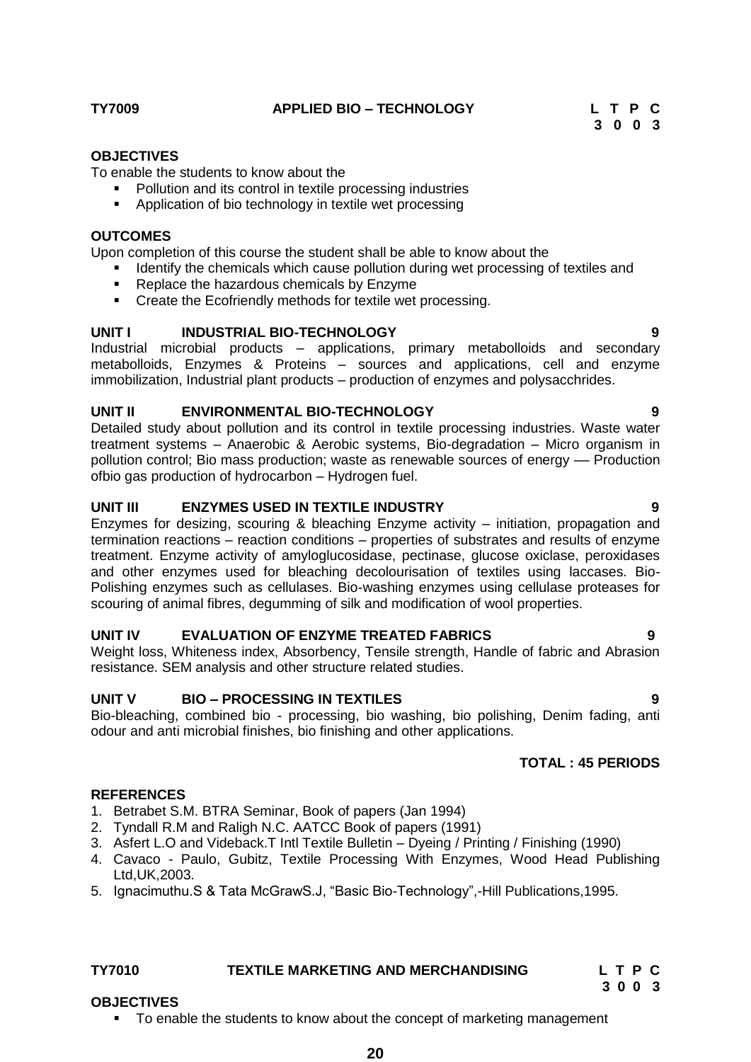**TY7009 APPLIED BIO – TECHNOLOGY**

| L | T | P | C |
|---|---|---|---|
| 3 | 0 | 0 | 3 |

**OBJECTIVES**

To enable the students to know about the

- Pollution and its control in textile processing industries
- Application of bio technology in textile wet processing

**OUTCOMES**

Upon completion of this course the student shall be able to know about the

- Identify the chemicals which cause pollution during wet processing of textiles and
- Replace the hazardous chemicals by Enzyme
- Create the Ecofriendly methods for textile wet processing.

**UNIT I INDUSTRIAL BIO-TECHNOLOGY 9**

Industrial microbial products – applications, primary metabolloids and secondary metabolloids, Enzymes & Proteins – sources and applications, cell and enzyme immobilization, Industrial plant products – production of enzymes and polysacchrides.

**UNIT II ENVIRONMENTAL BIO-TECHNOLOGY 9**

Detailed study about pollution and its control in textile processing industries. Waste water treatment systems – Anaerobic & Aerobic systems, Bio-degradation – Micro organism in pollution control; Bio mass production; waste as renewable sources of energy –– Production ofbio gas production of hydrocarbon – Hydrogen fuel.

**UNIT III ENZYMES USED IN TEXTILE INDUSTRY 9**

Enzymes for desizing, scouring & bleaching Enzyme activity – initiation, propagation and termination reactions – reaction conditions – properties of substrates and results of enzyme treatment. Enzyme activity of amyloglucosidase, pectinase, glucose oxiclase, peroxidases and other enzymes used for bleaching decolourisation of textiles using laccases. Bio-Polishing enzymes such as cellulases. Bio-washing enzymes using cellulase proteases for scouring of animal fibres, degumming of silk and modification of wool properties.

**UNIT IV EVALUATION OF ENZYME TREATED FABRICS 9**

Weight loss, Whiteness index, Absorbency, Tensile strength, Handle of fabric and Abrasion resistance. SEM analysis and other structure related studies.

**UNIT V BIO – PROCESSING IN TEXTILES 9**

Bio-bleaching, combined bio - processing, bio washing, bio polishing, Denim fading, anti odour and anti microbial finishes, bio finishing and other applications.

**TOTAL : 45 PERIODS**

**REFERENCES**

1. Betrabet S.M. BTRA Seminar, Book of papers (Jan 1994)
2. Tyndall R.M and Raligh N.C. AATCC Book of papers (1991)
3. Asfert L.O and Videback.T Intl Textile Bulletin – Dyeing / Printing / Finishing (1990)
4. Cavaco - Paulo, Gubitz, Textile Processing With Enzymes, Wood Head Publishing Ltd,UK,2003.
5. Ignacimuthu.S & Tata McGrawS.J, "Basic Bio-Technology",-Hill Publications,1995.

**TY7010 TEXTILE MARKETING AND MERCHANDISING**

| L | T | P | C |
|---|---|---|---|
| 3 | 0 | 0 | 3 |

**OBJECTIVES**

- To enable the students to know about the concept of marketing management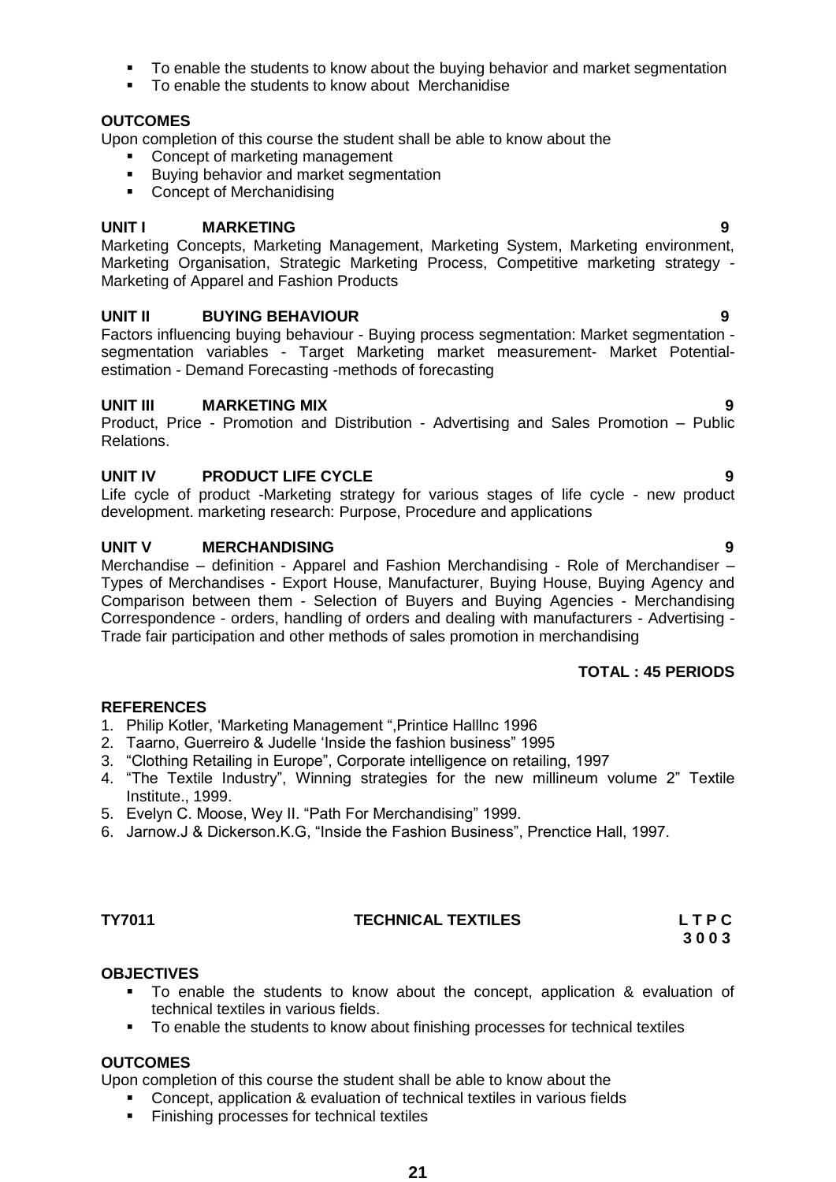- To enable the students to know about the buying behavior and market segmentation
- To enable the students to know about  Merchanidise

**OUTCOMES**

Upon completion of this course the student shall be able to know about the

- Concept of marketing management
- Buying behavior and market segmentation
- Concept of Merchanidising

**UNIT I MARKETING 9**

Marketing Concepts, Marketing Management, Marketing System, Marketing environment, Marketing Organisation, Strategic Marketing Process, Competitive marketing strategy - Marketing of Apparel and Fashion Products

**UNIT II BUYING BEHAVIOUR 9**

Factors influencing buying behaviour - Buying process segmentation: Market segmentation - segmentation variables - Target Marketing market measurement- Market Potential-estimation - Demand Forecasting -methods of forecasting

**UNIT III MARKETING MIX 9**

Product, Price - Promotion and Distribution - Advertising and Sales Promotion – Public Relations.

**UNIT IV PRODUCT LIFE CYCLE 9**

Life cycle of product -Marketing strategy for various stages of life cycle - new product development. marketing research: Purpose, Procedure and applications

**UNIT V MERCHANDISING 9**

Merchandise – definition - Apparel and Fashion Merchandising - Role of Merchandiser – Types of Merchandises - Export House, Manufacturer, Buying House, Buying Agency and Comparison between them - Selection of Buyers and Buying Agencies - Merchandising Correspondence - orders, handling of orders and dealing with manufacturers - Advertising - Trade fair participation and other methods of sales promotion in merchandising

**TOTAL : 45 PERIODS**

**REFERENCES**

1. Philip Kotler, 'Marketing Management ",Printice Halllnc 1996
2. Taarno, Guerreiro & Judelle 'Inside the fashion business" 1995
3. "Clothing Retailing in Europe", Corporate intelligence on retailing, 1997
4. "The Textile Industry", Winning strategies for the new millineum volume 2" Textile Institute., 1999.
5. Evelyn C. Moose, Wey II. "Path For Merchandising" 1999.
6. Jarnow.J & Dickerson.K.G, "Inside the Fashion Business", Prenctice Hall, 1997.

**TY7011 TECHNICAL TEXTILES L T P C**
**3 0 0 3**

**OBJECTIVES**

- To enable the students to know about the concept, application & evaluation of technical textiles in various fields.
- To enable the students to know about finishing processes for technical textiles

**OUTCOMES**

Upon completion of this course the student shall be able to know about the

- Concept, application & evaluation of technical textiles in various fields
- Finishing processes for technical textiles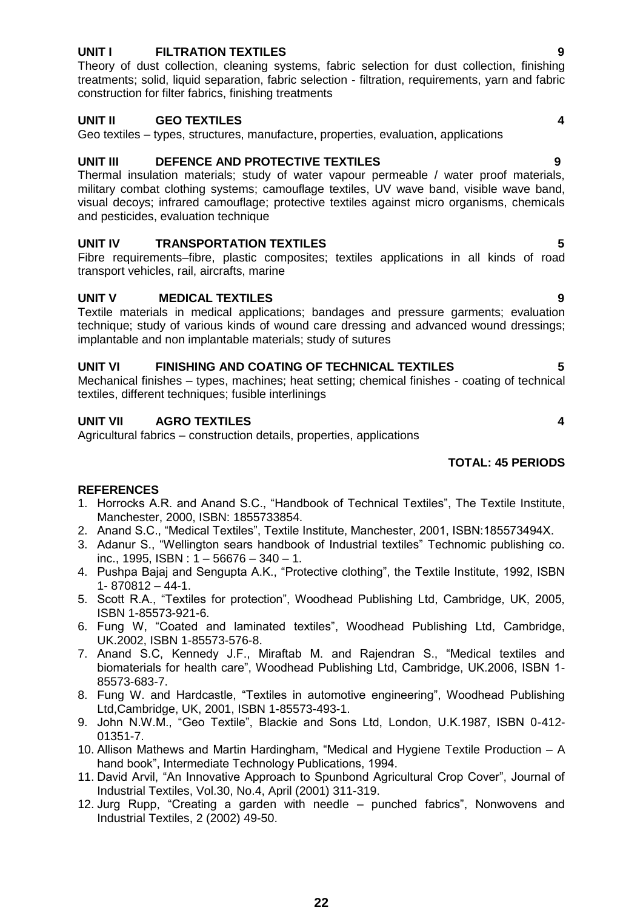**UNIT I FILTRATION TEXTILES 9**

Theory of dust collection, cleaning systems, fabric selection for dust collection, finishing treatments; solid, liquid separation, fabric selection - filtration, requirements, yarn and fabric construction for filter fabrics, finishing treatments

**UNIT II GEO TEXTILES 4**

Geo textiles – types, structures, manufacture, properties, evaluation, applications

**UNIT III DEFENCE AND PROTECTIVE TEXTILES 9**

Thermal insulation materials; study of water vapour permeable / water proof materials, military combat clothing systems; camouflage textiles, UV wave band, visible wave band, visual decoys; infrared camouflage; protective textiles against micro organisms, chemicals and pesticides, evaluation technique

**UNIT IV TRANSPORTATION TEXTILES 5**

Fibre requirements–fibre, plastic composites; textiles applications in all kinds of road transport vehicles, rail, aircrafts, marine

**UNIT V MEDICAL TEXTILES 9**

Textile materials in medical applications; bandages and pressure garments; evaluation technique; study of various kinds of wound care dressing and advanced wound dressings; implantable and non implantable materials; study of sutures

**UNIT VI FINISHING AND COATING OF TECHNICAL TEXTILES 5**

Mechanical finishes – types, machines; heat setting; chemical finishes - coating of technical textiles, different techniques; fusible interlinings

**UNIT VII AGRO TEXTILES 4**

Agricultural fabrics – construction details, properties, applications

**TOTAL: 45 PERIODS**

**REFERENCES**

1. Horrocks A.R. and Anand S.C., "Handbook of Technical Textiles", The Textile Institute, Manchester, 2000, ISBN: 1855733854.
2. Anand S.C., "Medical Textiles", Textile Institute, Manchester, 2001, ISBN:185573494X.
3. Adanur S., "Wellington sears handbook of Industrial textiles" Technomic publishing co. inc., 1995, ISBN : 1 – 56676 – 340 – 1.
4. Pushpa Bajaj and Sengupta A.K., "Protective clothing", the Textile Institute, 1992, ISBN 1- 870812 – 44-1.
5. Scott R.A., "Textiles for protection", Woodhead Publishing Ltd, Cambridge, UK, 2005, ISBN 1-85573-921-6.
6. Fung W, "Coated and laminated textiles", Woodhead Publishing Ltd, Cambridge, UK.2002, ISBN 1-85573-576-8.
7. Anand S.C, Kennedy J.F., Miraftab M. and Rajendran S., "Medical textiles and biomaterials for health care", Woodhead Publishing Ltd, Cambridge, UK.2006, ISBN 1-85573-683-7.
8. Fung W. and Hardcastle, "Textiles in automotive engineering", Woodhead Publishing Ltd,Cambridge, UK, 2001, ISBN 1-85573-493-1.
9. John N.W.M., "Geo Textile", Blackie and Sons Ltd, London, U.K.1987, ISBN 0-412-01351-7.
10. Allison Mathews and Martin Hardingham, "Medical and Hygiene Textile Production – A hand book", Intermediate Technology Publications, 1994.
11. David Arvil, "An Innovative Approach to Spunbond Agricultural Crop Cover", Journal of Industrial Textiles, Vol.30, No.4, April (2001) 311-319.
12. Jurg Rupp, "Creating a garden with needle – punched fabrics", Nonwovens and Industrial Textiles, 2 (2002) 49-50.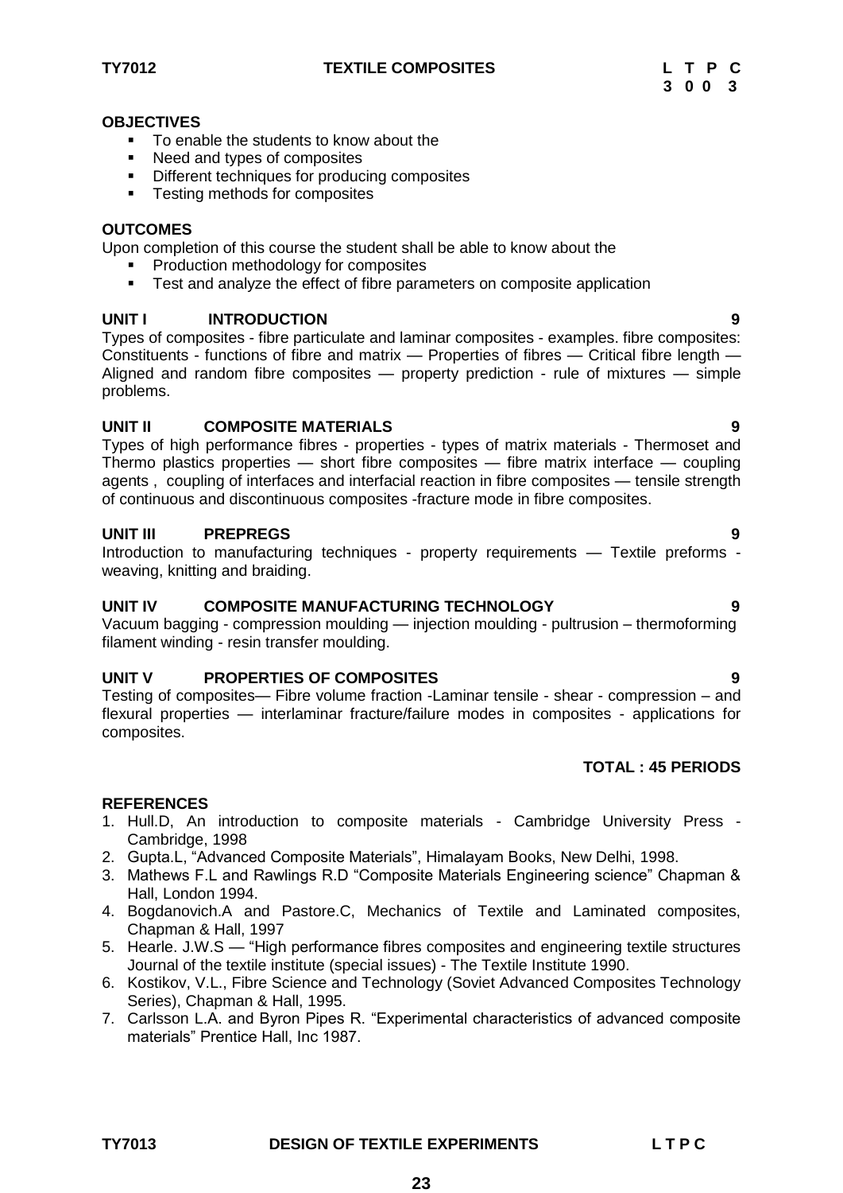## TY7012 TEXTILE COMPOSITES

| L | T | P | C |
|---|---|---|---|
| 3 | 0 | 0 | 3 |

**OBJECTIVES**

- To enable the students to know about the
- Need and types of composites
- Different techniques for producing composites
- Testing methods for composites

**OUTCOMES**

Upon completion of this course the student shall be able to know about the

- Production methodology for composites
- Test and analyze the effect of fibre parameters on composite application

**UNIT I INTRODUCTION 9**

Types of composites - fibre particulate and laminar composites - examples. fibre composites: Constituents - functions of fibre and matrix — Properties of fibres — Critical fibre length — Aligned and random fibre composites — property prediction - rule of mixtures — simple problems.

**UNIT II COMPOSITE MATERIALS 9**

Types of high performance fibres - properties - types of matrix materials - Thermoset and Thermo plastics properties — short fibre composites — fibre matrix interface — coupling agents , coupling of interfaces and interfacial reaction in fibre composites — tensile strength of continuous and discontinuous composites -fracture mode in fibre composites.

**UNIT III PREPREGS 9**

Introduction to manufacturing techniques - property requirements — Textile preforms - weaving, knitting and braiding.

**UNIT IV COMPOSITE MANUFACTURING TECHNOLOGY 9**

Vacuum bagging - compression moulding — injection moulding - pultrusion – thermoforming filament winding - resin transfer moulding.

**UNIT V PROPERTIES OF COMPOSITES 9**

Testing of composites— Fibre volume fraction -Laminar tensile - shear - compression – and flexural properties — interlaminar fracture/failure modes in composites - applications for composites.

**TOTAL : 45 PERIODS**

**REFERENCES**

1. Hull.D, An introduction to composite materials - Cambridge University Press - Cambridge, 1998
2. Gupta.L, "Advanced Composite Materials", Himalayam Books, New Delhi, 1998.
3. Mathews F.L and Rawlings R.D "Composite Materials Engineering science" Chapman & Hall, London 1994.
4. Bogdanovich.A and Pastore.C, Mechanics of Textile and Laminated composites, Chapman & Hall, 1997
5. Hearle. J.W.S — "High performance fibres composites and engineering textile structures Journal of the textile institute (special issues) - The Textile Institute 1990.
6. Kostikov, V.L., Fibre Science and Technology (Soviet Advanced Composites Technology Series), Chapman & Hall, 1995.
7. Carlsson L.A. and Byron Pipes R. "Experimental characteristics of advanced composite materials" Prentice Hall, Inc 1987.

## TY7013 DESIGN OF TEXTILE EXPERIMENTS L T P C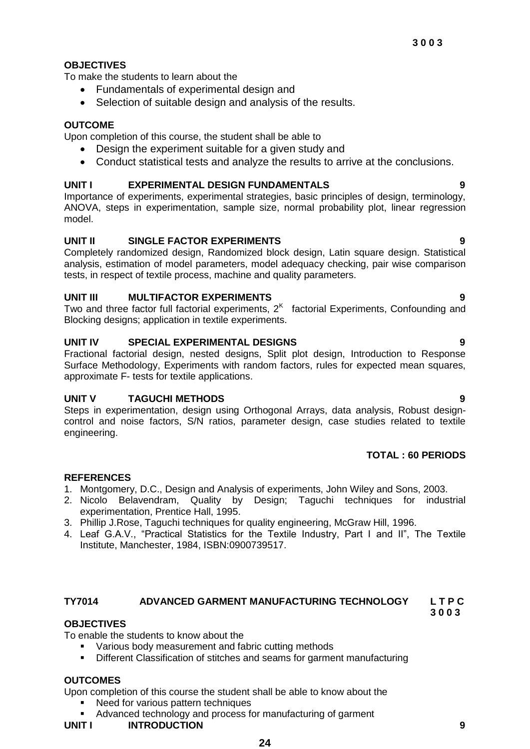**3 0 0 3**

**OBJECTIVES**

To make the students to learn about the

- Fundamentals of experimental design and
- Selection of suitable design and analysis of the results.

**OUTCOME**

Upon completion of this course, the student shall be able to

- Design the experiment suitable for a given study and
- Conduct statistical tests and analyze the results to arrive at the conclusions.

**UNIT I EXPERIMENTAL DESIGN FUNDAMENTALS 9**

Importance of experiments, experimental strategies, basic principles of design, terminology, ANOVA, steps in experimentation, sample size, normal probability plot, linear regression model.

**UNIT II SINGLE FACTOR EXPERIMENTS 9**

Completely randomized design, Randomized block design, Latin square design. Statistical analysis, estimation of model parameters, model adequacy checking, pair wise comparison tests, in respect of textile process, machine and quality parameters.

**UNIT III MULTIFACTOR EXPERIMENTS 9**

Two and three factor full factorial experiments, $2^K$ factorial Experiments, Confounding and Blocking designs; application in textile experiments.

**UNIT IV SPECIAL EXPERIMENTAL DESIGNS 9**

Fractional factorial design, nested designs, Split plot design, Introduction to Response Surface Methodology, Experiments with random factors, rules for expected mean squares, approximate F- tests for textile applications.

**UNIT V TAGUCHI METHODS 9**

Steps in experimentation, design using Orthogonal Arrays, data analysis, Robust design-control and noise factors, S/N ratios, parameter design, case studies related to textile engineering.

**TOTAL : 60 PERIODS**

**REFERENCES**

1. Montgomery, D.C., Design and Analysis of experiments, John Wiley and Sons, 2003.
2. Nicolo Belavendram, Quality by Design; Taguchi techniques for industrial experimentation, Prentice Hall, 1995.
3. Phillip J.Rose, Taguchi techniques for quality engineering, McGraw Hill, 1996.
4. Leaf G.A.V., "Practical Statistics for the Textile Industry, Part I and II", The Textile Institute, Manchester, 1984, ISBN:0900739517.

**TY7014 ADVANCED GARMENT MANUFACTURING TECHNOLOGY L T P C**
**3 0 0 3**

**OBJECTIVES**

To enable the students to know about the

- Various body measurement and fabric cutting methods
- Different Classification of stitches and seams for garment manufacturing

**OUTCOMES**

Upon completion of this course the student shall be able to know about the

- Need for various pattern techniques
- Advanced technology and process for manufacturing of garment

**UNIT I INTRODUCTION 9**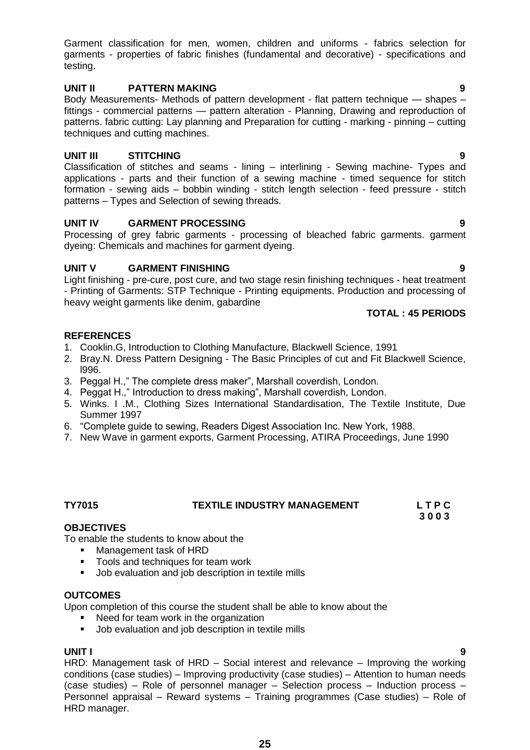Garment classification for men, women, children and uniforms - fabrics selection for garments - properties of fabric finishes (fundamental and decorative) - specifications and testing.

**UNIT II PATTERN MAKING 9**

Body Measurements- Methods of pattern development - flat pattern technique — shapes – fittings - commercial patterns — pattern alteration - Planning, Drawing and reproduction of patterns. fabric cutting: Lay planning and Preparation for cutting - marking - pinning – cutting techniques and cutting machines.

**UNIT III STITCHING 9**

Classification of stitches and seams - lining – interlining - Sewing machine- Types and applications - parts and their function of a sewing machine - timed sequence for stitch formation - sewing aids – bobbin winding - stitch length selection - feed pressure - stitch patterns – Types and Selection of sewing threads.

**UNIT IV GARMENT PROCESSING 9**

Processing of grey fabric garments - processing of bleached fabric garments. garment dyeing: Chemicals and machines for garment dyeing.

**UNIT V GARMENT FINISHING 9**

Light finishing - pre-cure, post cure, and two stage resin finishing techniques - heat treatment - Printing of Garments: STP Technique - Printing equipments. Production and processing of heavy weight garments like denim, gabardine

**TOTAL : 45 PERIODS**

**REFERENCES**

1. Cooklin.G, Introduction to Clothing Manufacture, Blackwell Science, 1991
2. Bray.N. Dress Pattern Designing - The Basic Principles of cut and Fit Blackwell Science, l996.
3. Peggal H.," The complete dress maker", Marshall coverdish, London.
4. Peggat H.," Introduction to dress making", Marshall coverdish, London.
5. Winks. I .M., Clothing Sizes International Standardisation, The Textile Institute, Due Summer 1997
6. "Complete guide to sewing, Readers Digest Association Inc. New York, 1988.
7. New Wave in garment exports, Garment Processing, ATIRA Proceedings, June 1990

**TY7015 TEXTILE INDUSTRY MANAGEMENT L T P C**
**3 0 0 3**

**OBJECTIVES**

To enable the students to know about the

- Management task of HRD
- Tools and techniques for team work
- Job evaluation and job description in textile mills

**OUTCOMES**

Upon completion of this course the student shall be able to know about the

- Need for team work in the organization
- Job evaluation and job description in textile mills

**UNIT I 9**

HRD: Management task of HRD – Social interest and relevance – Improving the working conditions (case studies) – Improving productivity (case studies) – Attention to human needs (case studies) – Role of personnel manager – Selection process – Induction process – Personnel appraisal – Reward systems – Training programmes (Case studies) – Role of HRD manager.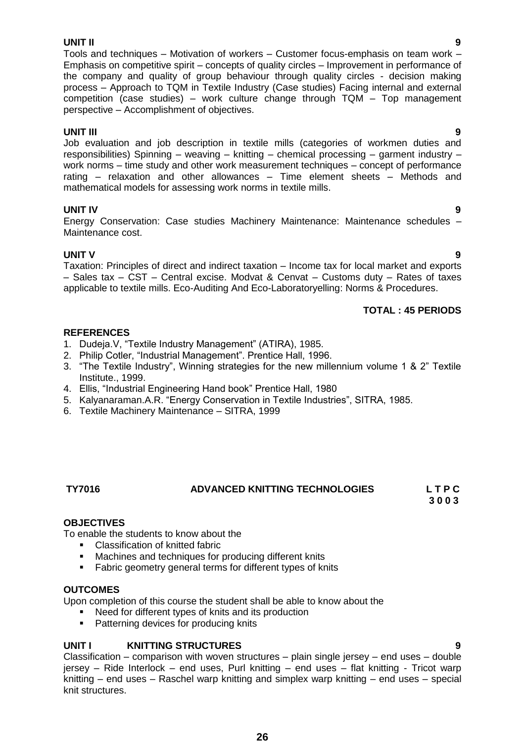**UNIT II 9**

Tools and techniques – Motivation of workers – Customer focus-emphasis on team work – Emphasis on competitive spirit – concepts of quality circles – Improvement in performance of the company and quality of group behaviour through quality circles - decision making process – Approach to TQM in Textile Industry (Case studies) Facing internal and external competition (case studies) – work culture change through TQM – Top management perspective – Accomplishment of objectives.

**UNIT III 9**

Job evaluation and job description in textile mills (categories of workmen duties and responsibilities) Spinning – weaving – knitting – chemical processing – garment industry – work norms – time study and other work measurement techniques – concept of performance rating – relaxation and other allowances – Time element sheets – Methods and mathematical models for assessing work norms in textile mills.

**UNIT IV 9**

Energy Conservation: Case studies Machinery Maintenance: Maintenance schedules – Maintenance cost.

**UNIT V 9**

Taxation: Principles of direct and indirect taxation – Income tax for local market and exports – Sales tax – CST – Central excise. Modvat & Cenvat – Customs duty – Rates of taxes applicable to textile mills. Eco-Auditing And Eco-Laboratoryelling: Norms & Procedures.

**TOTAL : 45 PERIODS**

**REFERENCES**

1. Dudeja.V, “Textile Industry Management” (ATIRA), 1985.
2. Philip Cotler, “Industrial Management”. Prentice Hall, 1996.
3. “The Textile Industry”, Winning strategies for the new millennium volume 1 & 2” Textile Institute., 1999.
4. Ellis, “Industrial Engineering Hand book” Prentice Hall, 1980
5. Kalyanaraman.A.R. “Energy Conservation in Textile Industries”, SITRA, 1985.
6. Textile Machinery Maintenance – SITRA, 1999

**TY7016 ADVANCED KNITTING TECHNOLOGIES L T P C**
**3 0 0 3**

**OBJECTIVES**

To enable the students to know about the

- Classification of knitted fabric
- Machines and techniques for producing different knits
- Fabric geometry general terms for different types of knits

**OUTCOMES**

Upon completion of this course the student shall be able to know about the

- Need for different types of knits and its production
- Patterning devices for producing knits

**UNIT I KNITTING STRUCTURES 9**

Classification – comparison with woven structures – plain single jersey – end uses – double jersey – Ride Interlock – end uses, Purl knitting – end uses – flat knitting - Tricot warp knitting – end uses – Raschel warp knitting and simplex warp knitting – end uses – special knit structures.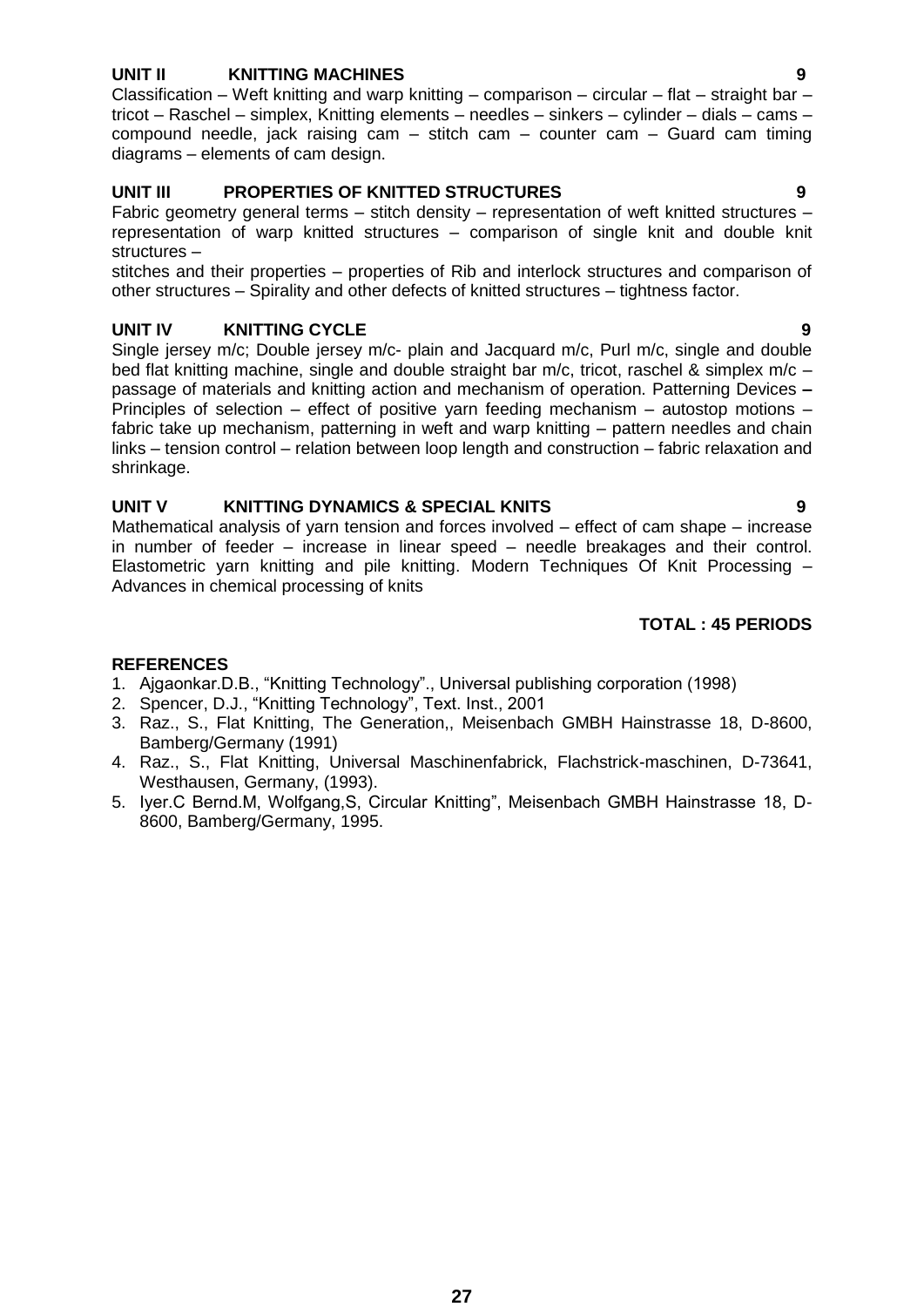**UNIT II KNITTING MACHINES 9**

Classification – Weft knitting and warp knitting – comparison – circular – flat – straight bar – tricot – Raschel – simplex, Knitting elements – needles – sinkers – cylinder – dials – cams – compound needle, jack raising cam – stitch cam – counter cam – Guard cam timing diagrams – elements of cam design.

**UNIT III PROPERTIES OF KNITTED STRUCTURES 9**

Fabric geometry general terms – stitch density – representation of weft knitted structures – representation of warp knitted structures – comparison of single knit and double knit structures –
stitches and their properties – properties of Rib and interlock structures and comparison of other structures – Spirality and other defects of knitted structures – tightness factor.

**UNIT IV KNITTING CYCLE 9**

Single jersey m/c; Double jersey m/c- plain and Jacquard m/c, Purl m/c, single and double bed flat knitting machine, single and double straight bar m/c, tricot, raschel & simplex m/c – passage of materials and knitting action and mechanism of operation. Patterning Devices – Principles of selection – effect of positive yarn feeding mechanism – autostop motions – fabric take up mechanism, patterning in weft and warp knitting – pattern needles and chain links – tension control – relation between loop length and construction – fabric relaxation and shrinkage.

**UNIT V KNITTING DYNAMICS & SPECIAL KNITS 9**

Mathematical analysis of yarn tension and forces involved – effect of cam shape – increase in number of feeder – increase in linear speed – needle breakages and their control. Elastometric yarn knitting and pile knitting. Modern Techniques Of Knit Processing – Advances in chemical processing of knits

**TOTAL : 45 PERIODS**

**REFERENCES**

1. Ajgaonkar.D.B., “Knitting Technology”., Universal publishing corporation (1998)
2. Spencer, D.J., “Knitting Technology”, Text. Inst., 2001
3. Raz., S., Flat Knitting, The Generation,, Meisenbach GMBH Hainstrasse 18, D-8600, Bamberg/Germany (1991)
4. Raz., S., Flat Knitting, Universal Maschinenfabrick, Flachstrick-maschinen, D-73641, Westhausen, Germany, (1993).
5. Iyer.C Bernd.M, Wolfgang,S, Circular Knitting”, Meisenbach GMBH Hainstrasse 18, D-8600, Bamberg/Germany, 1995.